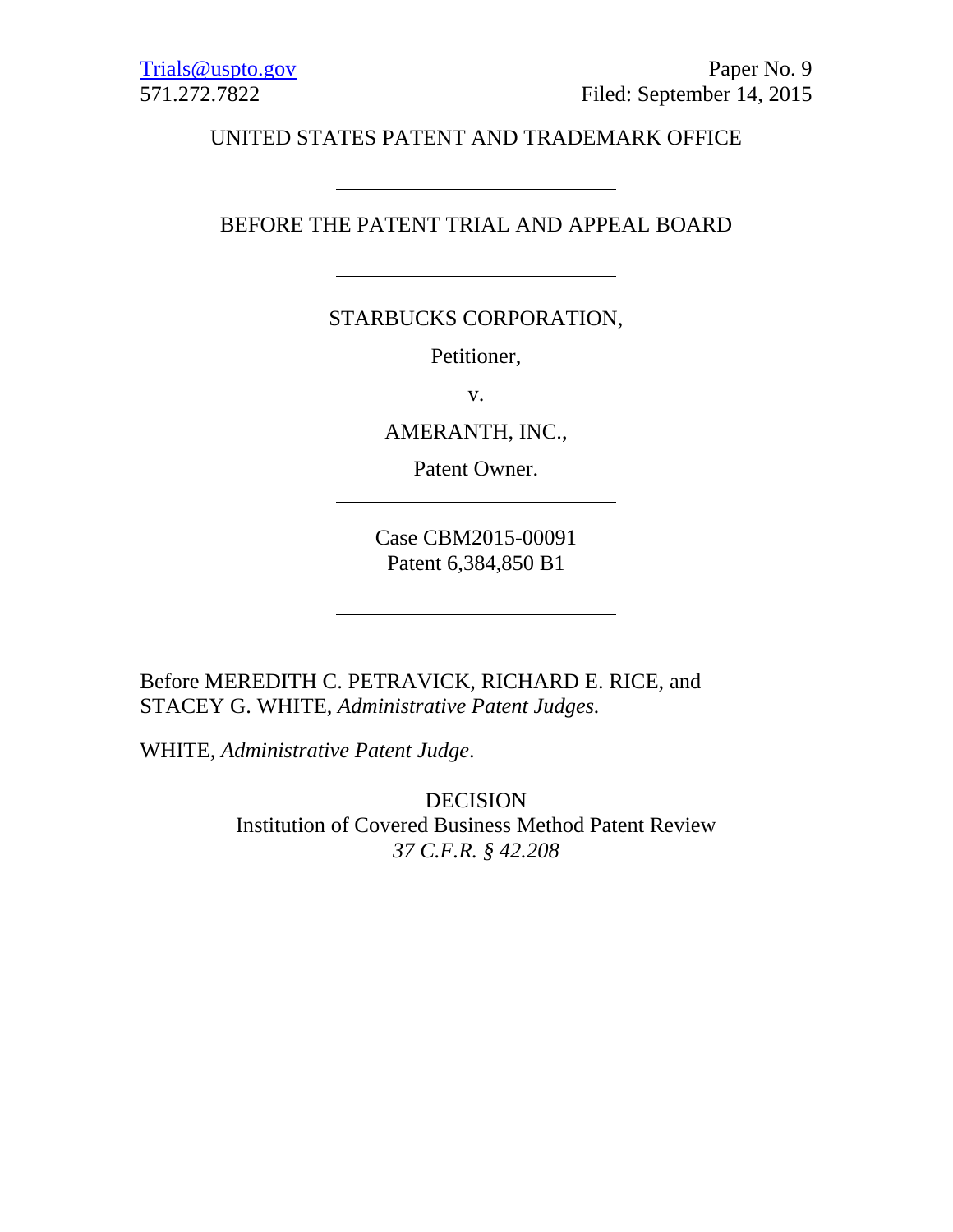Trials@uspto.gov
571.272.7822

Paper No. 9
Filed: September 14, 2015

UNITED STATES PATENT AND TRADEMARK OFFICE

---

BEFORE THE PATENT TRIAL AND APPEAL BOARD

---

STARBUCKS CORPORATION,

Petitioner,

v.

AMERANTH, INC.,

Patent Owner.

---

Case CBM2015-00091
Patent 6,384,850 B1

---

Before MEREDITH C. PETRAVICK, RICHARD E. RICE, and STACEY G. WHITE, *Administrative Patent Judges.*

WHITE, *Administrative Patent Judge*.

DECISION
Institution of Covered Business Method Patent Review
*37 C.F.R. § 42.208*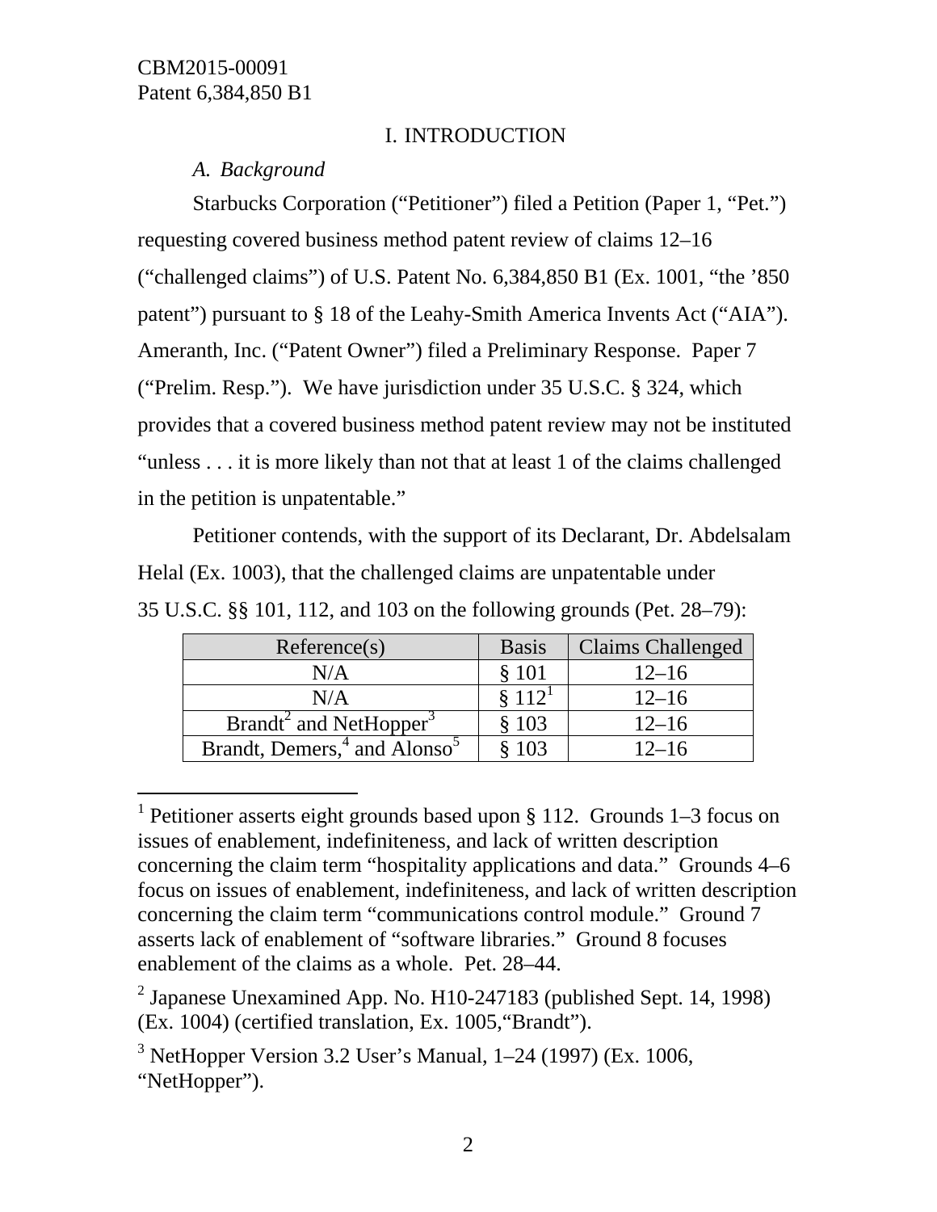## I. INTRODUCTION

### *A. Background*

Starbucks Corporation ("Petitioner") filed a Petition (Paper 1, "Pet.") requesting covered business method patent review of claims 12–16 ("challenged claims") of U.S. Patent No. 6,384,850 B1 (Ex. 1001, "the '850 patent") pursuant to § 18 of the Leahy-Smith America Invents Act ("AIA"). Ameranth, Inc. ("Patent Owner") filed a Preliminary Response. Paper 7 ("Prelim. Resp."). We have jurisdiction under 35 U.S.C. § 324, which provides that a covered business method patent review may not be instituted "unless . . . it is more likely than not that at least 1 of the claims challenged in the petition is unpatentable."

Petitioner contends, with the support of its Declarant, Dr. Abdelsalam Helal (Ex. 1003), that the challenged claims are unpatentable under 35 U.S.C. §§ 101, 112, and 103 on the following grounds (Pet. 28–79):

| Reference(s) | Basis | Claims Challenged |
|---|---|---|
| N/A | § 101 | 12–16 |
| N/A | § 112[1] | 12–16 |
| Brandt[2] and NetHopper[3] | § 103 | 12–16 |
| Brandt, Demers,[4] and Alonso[5] | § 103 | 12–16 |

[1] Petitioner asserts eight grounds based upon § 112. Grounds 1–3 focus on issues of enablement, indefiniteness, and lack of written description concerning the claim term "hospitality applications and data." Grounds 4–6 focus on issues of enablement, indefiniteness, and lack of written description concerning the claim term "communications control module." Ground 7 asserts lack of enablement of "software libraries." Ground 8 focuses enablement of the claims as a whole. Pet. 28–44.

[2] Japanese Unexamined App. No. H10-247183 (published Sept. 14, 1998) (Ex. 1004) (certified translation, Ex. 1005,"Brandt").

[3] NetHopper Version 3.2 User's Manual, 1–24 (1997) (Ex. 1006, "NetHopper").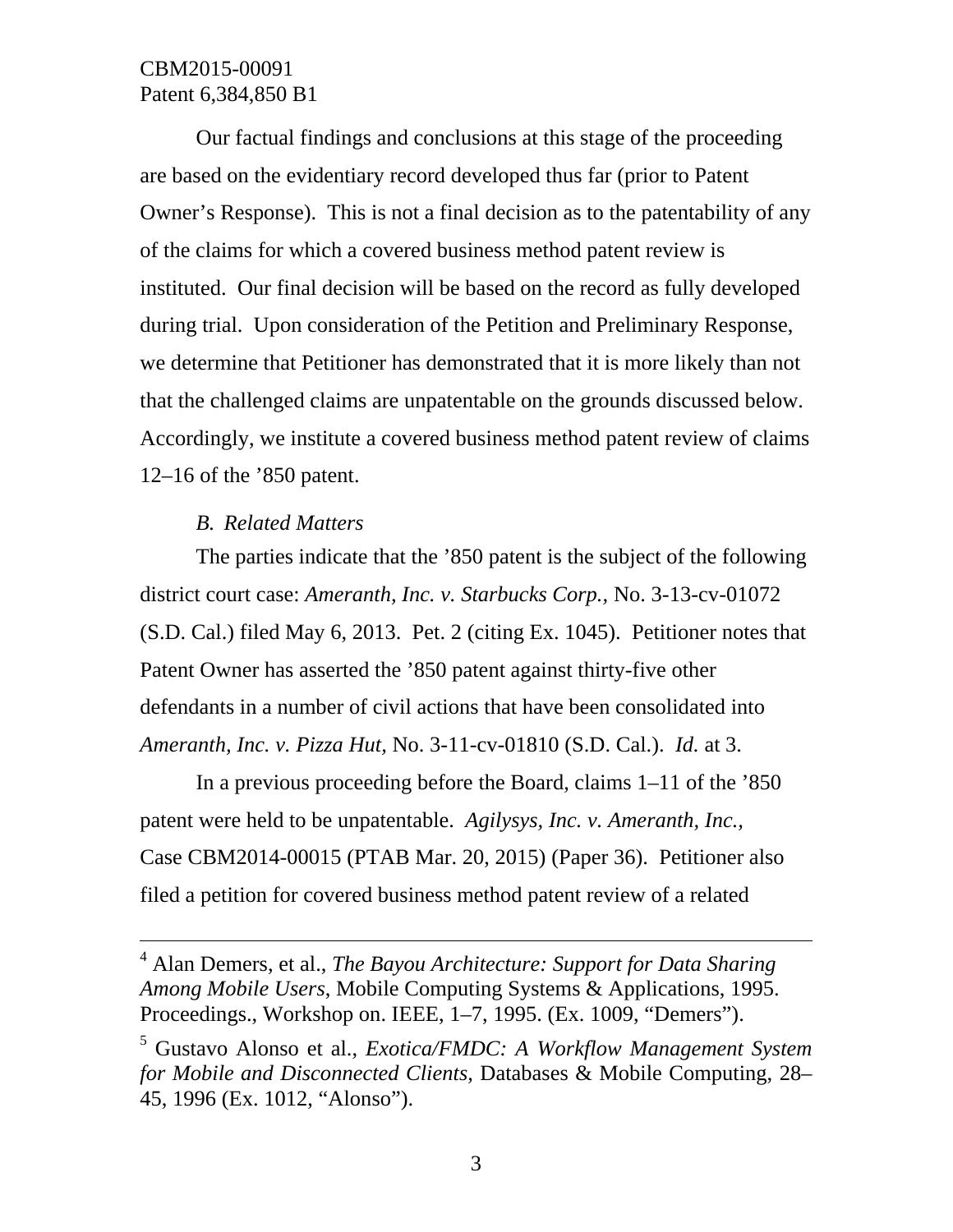Our factual findings and conclusions at this stage of the proceeding are based on the evidentiary record developed thus far (prior to Patent Owner's Response). This is not a final decision as to the patentability of any of the claims for which a covered business method patent review is instituted. Our final decision will be based on the record as fully developed during trial. Upon consideration of the Petition and Preliminary Response, we determine that Petitioner has demonstrated that it is more likely than not that the challenged claims are unpatentable on the grounds discussed below. Accordingly, we institute a covered business method patent review of claims 12–16 of the '850 patent.

### *B. Related Matters*

The parties indicate that the '850 patent is the subject of the following district court case: *Ameranth, Inc. v. Starbucks Corp.,* No. 3-13-cv-01072 (S.D. Cal.) filed May 6, 2013. Pet. 2 (citing Ex. 1045). Petitioner notes that Patent Owner has asserted the '850 patent against thirty-five other defendants in a number of civil actions that have been consolidated into *Ameranth, Inc. v. Pizza Hut,* No. 3-11-cv-01810 (S.D. Cal.). *Id.* at 3.

In a previous proceeding before the Board, claims 1–11 of the '850 patent were held to be unpatentable. *Agilysys, Inc. v. Ameranth, Inc.,* Case CBM2014-00015 (PTAB Mar. 20, 2015) (Paper 36). Petitioner also filed a petition for covered business method patent review of a related

---

[4] Alan Demers, et al., *The Bayou Architecture: Support for Data Sharing Among Mobile Users*, Mobile Computing Systems & Applications, 1995. Proceedings., Workshop on. IEEE, 1–7, 1995. (Ex. 1009, "Demers").

[5] Gustavo Alonso et al., *Exotica/FMDC: A Workflow Management System for Mobile and Disconnected Clients,* Databases & Mobile Computing, 28–45, 1996 (Ex. 1012, "Alonso").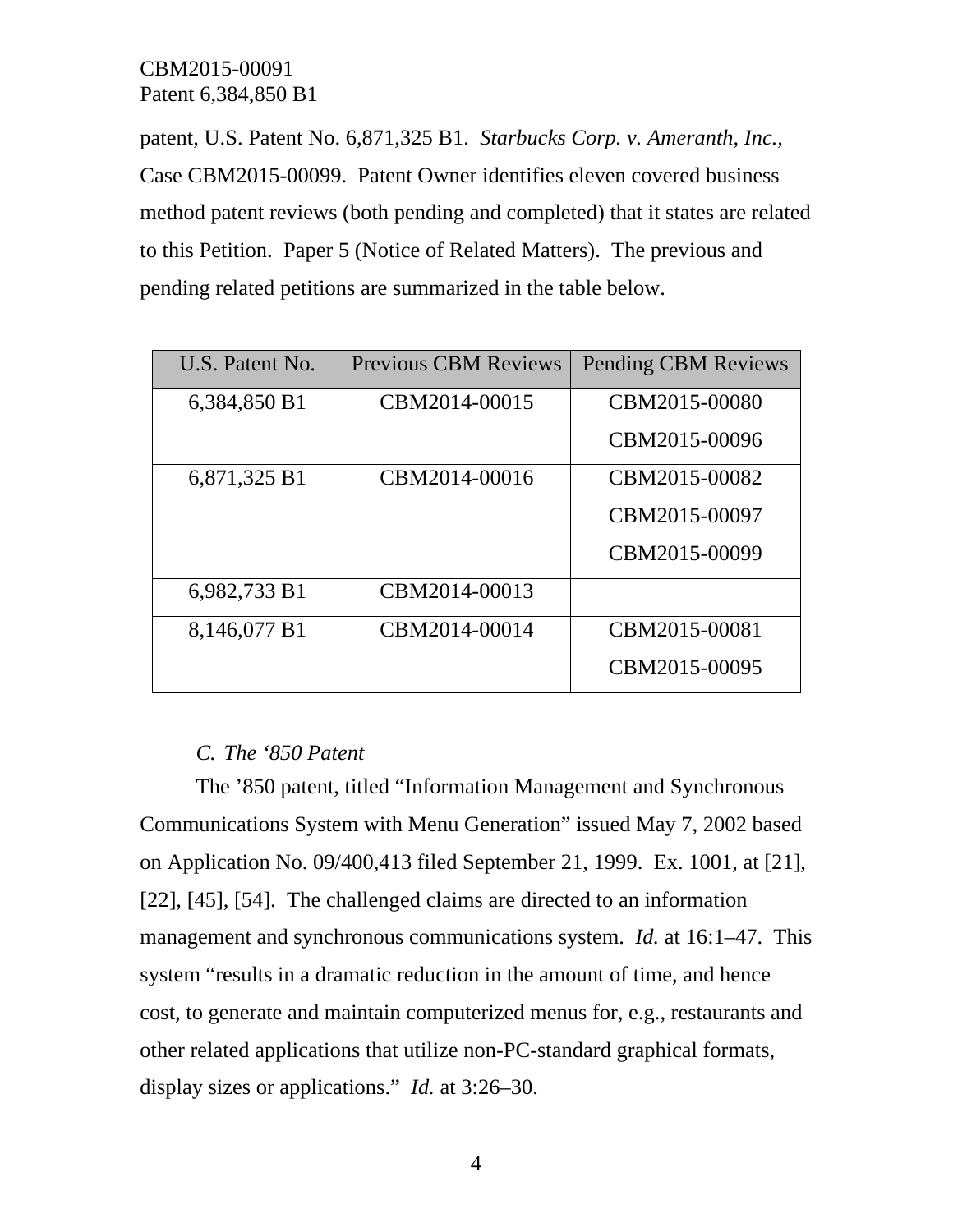patent, U.S. Patent No. 6,871,325 B1. *Starbucks Corp. v. Ameranth, Inc.*, Case CBM2015-00099. Patent Owner identifies eleven covered business method patent reviews (both pending and completed) that it states are related to this Petition. Paper 5 (Notice of Related Matters). The previous and pending related petitions are summarized in the table below.

| U.S. Patent No. | Previous CBM Reviews | Pending CBM Reviews |
|---|---|---|
| 6,384,850 B1 | CBM2014-00015 | CBM2015-00080<br>CBM2015-00096 |
| 6,871,325 B1 | CBM2014-00016 | CBM2015-00082<br>CBM2015-00097<br>CBM2015-00099 |
| 6,982,733 B1 | CBM2014-00013 | |
| 8,146,077 B1 | CBM2014-00014 | CBM2015-00081<br>CBM2015-00095 |

*C. The ‘850 Patent*

The ’850 patent, titled “Information Management and Synchronous Communications System with Menu Generation” issued May 7, 2002 based on Application No. 09/400,413 filed September 21, 1999. Ex. 1001, at [21], [22], [45], [54]. The challenged claims are directed to an information management and synchronous communications system. *Id.* at 16:1–47. This system “results in a dramatic reduction in the amount of time, and hence cost, to generate and maintain computerized menus for, e.g., restaurants and other related applications that utilize non-PC-standard graphical formats, display sizes or applications.” *Id.* at 3:26–30.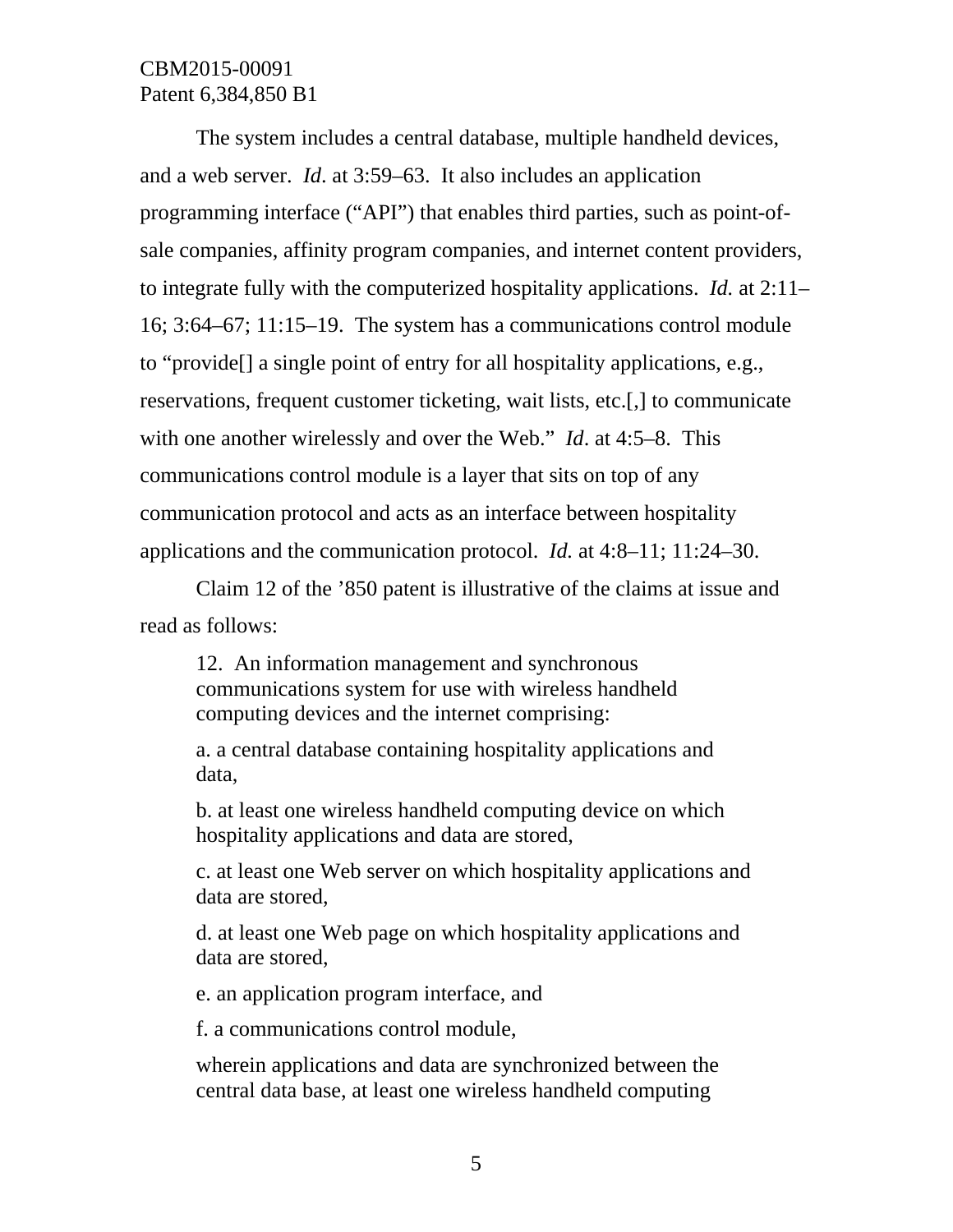The system includes a central database, multiple handheld devices, and a web server. *Id*. at 3:59–63. It also includes an application programming interface ("API") that enables third parties, such as point-of-sale companies, affinity program companies, and internet content providers, to integrate fully with the computerized hospitality applications. *Id.* at 2:11–16; 3:64–67; 11:15–19. The system has a communications control module to "provide[] a single point of entry for all hospitality applications, e.g., reservations, frequent customer ticketing, wait lists, etc.[,] to communicate with one another wirelessly and over the Web." *Id*. at 4:5–8. This communications control module is a layer that sits on top of any communication protocol and acts as an interface between hospitality applications and the communication protocol. *Id.* at 4:8–11; 11:24–30.

Claim 12 of the '850 patent is illustrative of the claims at issue and read as follows:

> 12. An information management and synchronous communications system for use with wireless handheld computing devices and the internet comprising:
>
> a. a central database containing hospitality applications and data,
>
> b. at least one wireless handheld computing device on which hospitality applications and data are stored,
>
> c. at least one Web server on which hospitality applications and data are stored,
>
> d. at least one Web page on which hospitality applications and data are stored,
>
> e. an application program interface, and
>
> f. a communications control module,
>
> wherein applications and data are synchronized between the central data base, at least one wireless handheld computing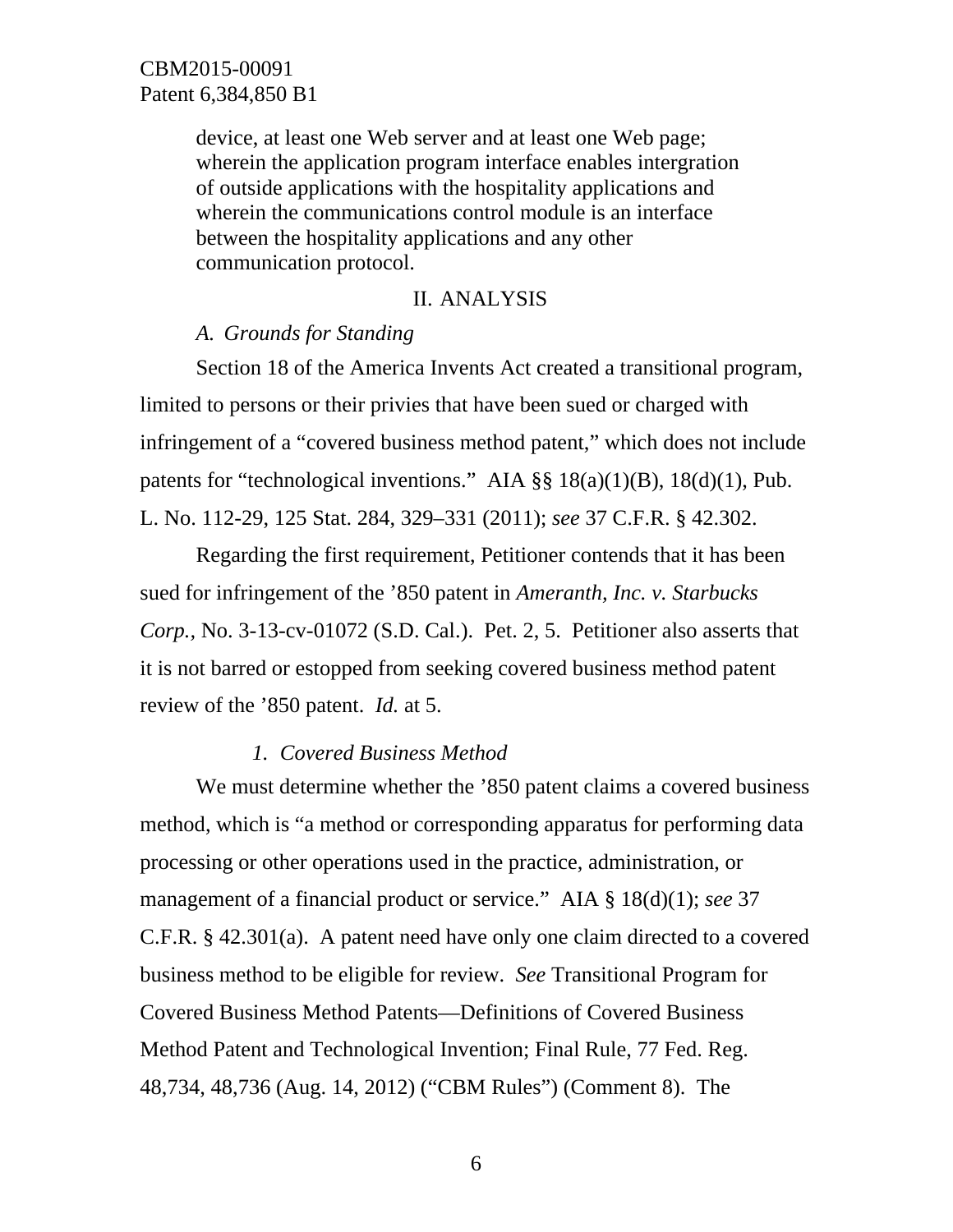device, at least one Web server and at least one Web page; wherein the application program interface enables intergration of outside applications with the hospitality applications and wherein the communications control module is an interface between the hospitality applications and any other communication protocol.

## II. ANALYSIS

### *A. Grounds for Standing*

Section 18 of the America Invents Act created a transitional program, limited to persons or their privies that have been sued or charged with infringement of a "covered business method patent," which does not include patents for "technological inventions." AIA §§ 18(a)(1)(B), 18(d)(1), Pub. L. No. 112-29, 125 Stat. 284, 329–331 (2011); *see* 37 C.F.R. § 42.302.

Regarding the first requirement, Petitioner contends that it has been sued for infringement of the '850 patent in *Ameranth, Inc. v. Starbucks Corp.,* No. 3-13-cv-01072 (S.D. Cal.). Pet. 2, 5. Petitioner also asserts that it is not barred or estopped from seeking covered business method patent review of the '850 patent. *Id.* at 5.

#### *1. Covered Business Method*

We must determine whether the '850 patent claims a covered business method, which is "a method or corresponding apparatus for performing data processing or other operations used in the practice, administration, or management of a financial product or service." AIA § 18(d)(1); *see* 37 C.F.R. § 42.301(a). A patent need have only one claim directed to a covered business method to be eligible for review. *See* Transitional Program for Covered Business Method Patents—Definitions of Covered Business Method Patent and Technological Invention; Final Rule, 77 Fed. Reg. 48,734, 48,736 (Aug. 14, 2012) ("CBM Rules") (Comment 8). The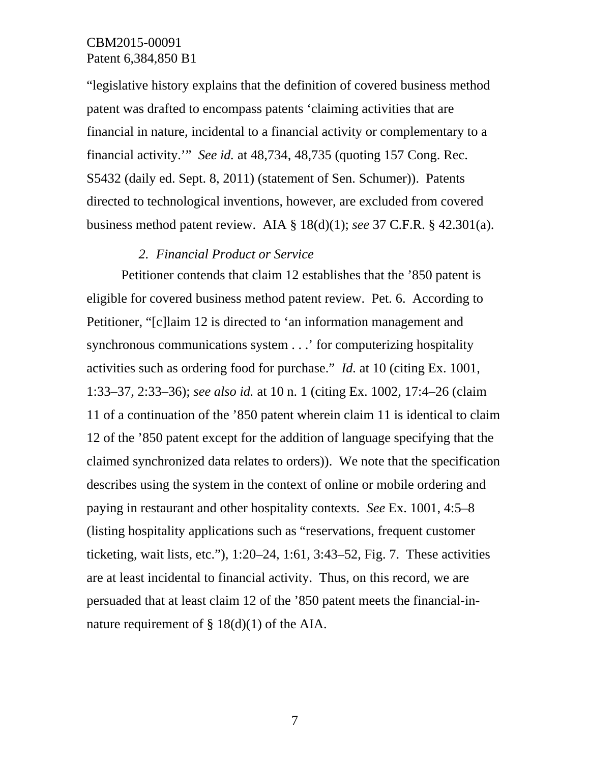"legislative history explains that the definition of covered business method patent was drafted to encompass patents 'claiming activities that are financial in nature, incidental to a financial activity or complementary to a financial activity.'" *See id.* at 48,734, 48,735 (quoting 157 Cong. Rec. S5432 (daily ed. Sept. 8, 2011) (statement of Sen. Schumer)). Patents directed to technological inventions, however, are excluded from covered business method patent review. AIA § 18(d)(1); *see* 37 C.F.R. § 42.301(a).

### *2. Financial Product or Service*

Petitioner contends that claim 12 establishes that the '850 patent is eligible for covered business method patent review. Pet. 6. According to Petitioner, "[c]laim 12 is directed to 'an information management and synchronous communications system . . .' for computerizing hospitality activities such as ordering food for purchase." *Id.* at 10 (citing Ex. 1001, 1:33–37, 2:33–36); *see also id.* at 10 n. 1 (citing Ex. 1002, 17:4–26 (claim 11 of a continuation of the '850 patent wherein claim 11 is identical to claim 12 of the '850 patent except for the addition of language specifying that the claimed synchronized data relates to orders)). We note that the specification describes using the system in the context of online or mobile ordering and paying in restaurant and other hospitality contexts. *See* Ex. 1001, 4:5–8 (listing hospitality applications such as "reservations, frequent customer ticketing, wait lists, etc."), 1:20–24, 1:61, 3:43–52, Fig. 7. These activities are at least incidental to financial activity. Thus, on this record, we are persuaded that at least claim 12 of the '850 patent meets the financial-in-nature requirement of § 18(d)(1) of the AIA.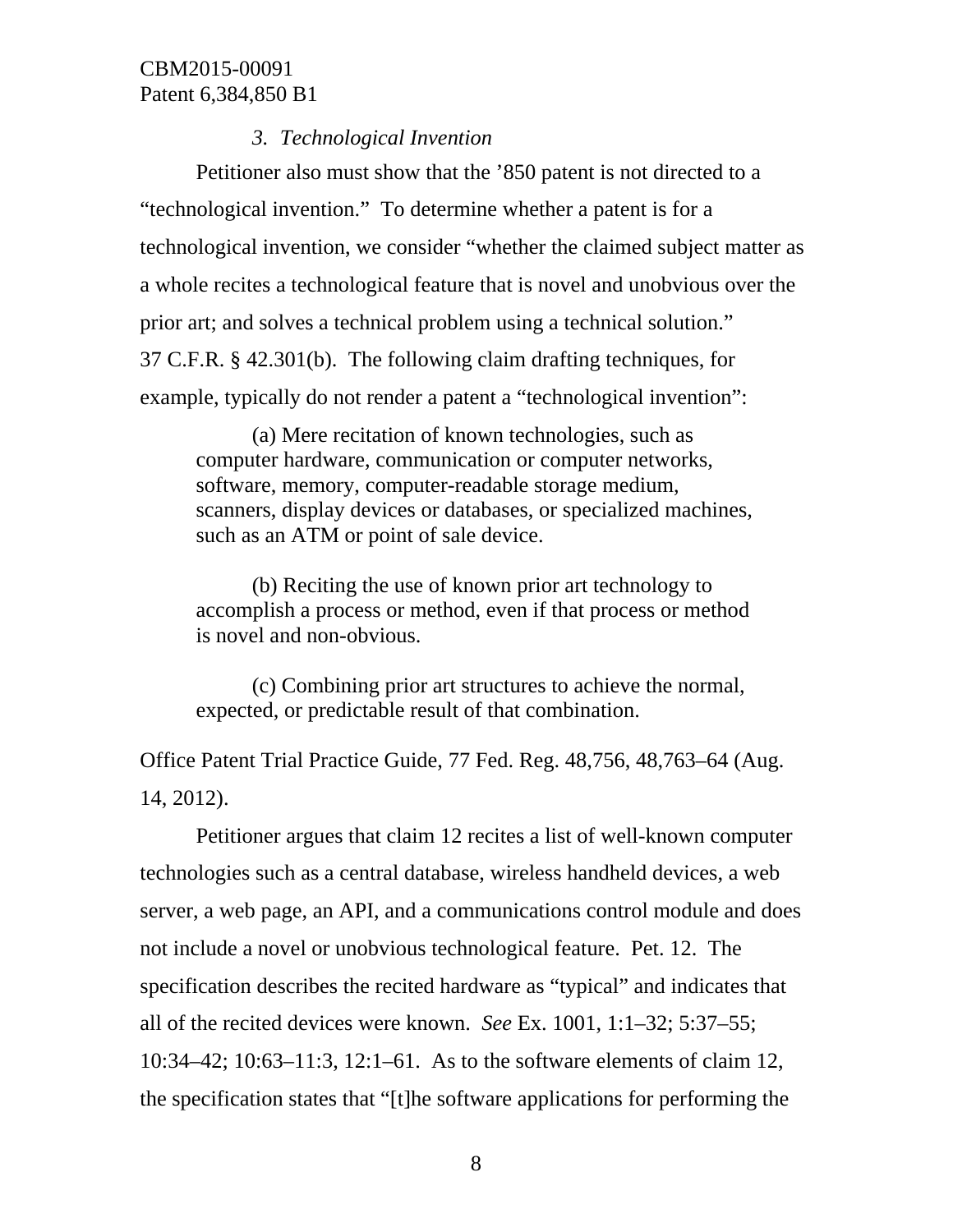### *3. Technological Invention*

Petitioner also must show that the ’850 patent is not directed to a “technological invention.” To determine whether a patent is for a technological invention, we consider “whether the claimed subject matter as a whole recites a technological feature that is novel and unobvious over the prior art; and solves a technical problem using a technical solution.” 37 C.F.R. § 42.301(b). The following claim drafting techniques, for example, typically do not render a patent a “technological invention”:

> (a) Mere recitation of known technologies, such as computer hardware, communication or computer networks, software, memory, computer-readable storage medium, scanners, display devices or databases, or specialized machines, such as an ATM or point of sale device.
>
> (b) Reciting the use of known prior art technology to accomplish a process or method, even if that process or method is novel and non-obvious.
>
> (c) Combining prior art structures to achieve the normal, expected, or predictable result of that combination.

Office Patent Trial Practice Guide, 77 Fed. Reg. 48,756, 48,763–64 (Aug. 14, 2012).

Petitioner argues that claim 12 recites a list of well-known computer technologies such as a central database, wireless handheld devices, a web server, a web page, an API, and a communications control module and does not include a novel or unobvious technological feature. Pet. 12. The specification describes the recited hardware as “typical” and indicates that all of the recited devices were known. *See* Ex. 1001, 1:1–32; 5:37–55; 10:34–42; 10:63–11:3, 12:1–61. As to the software elements of claim 12, the specification states that “[t]he software applications for performing the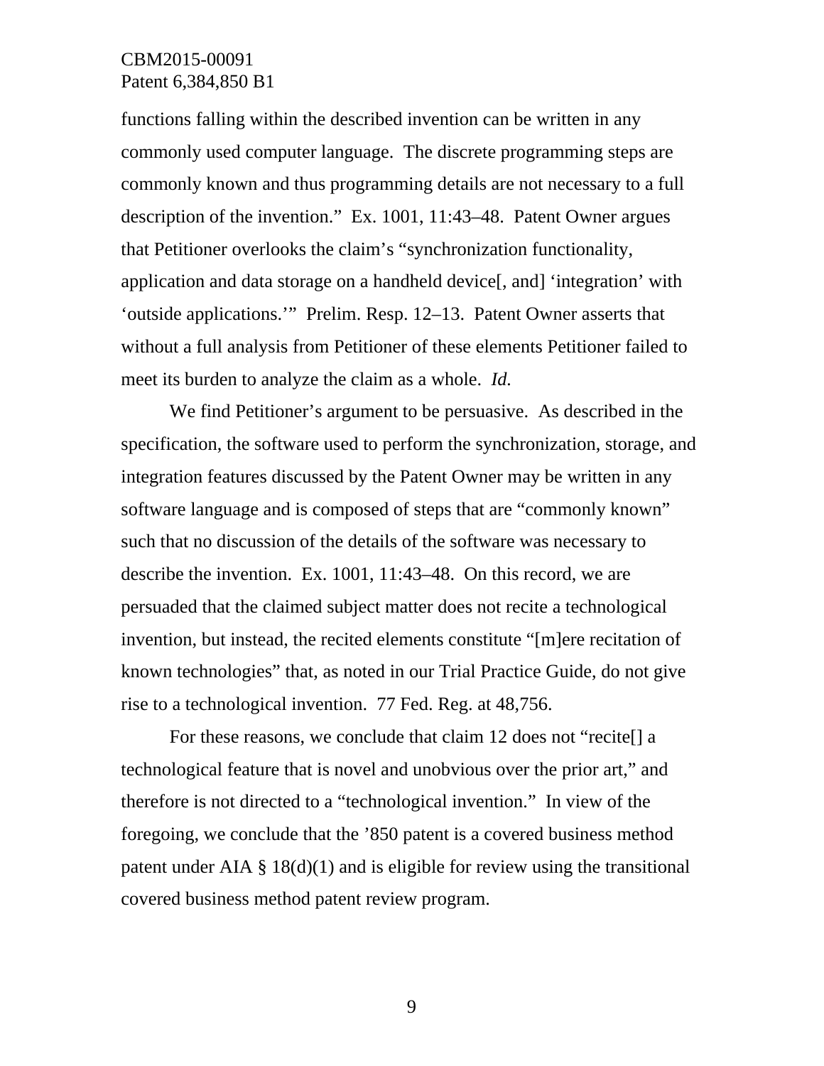functions falling within the described invention can be written in any commonly used computer language. The discrete programming steps are commonly known and thus programming details are not necessary to a full description of the invention." Ex. 1001, 11:43–48. Patent Owner argues that Petitioner overlooks the claim's "synchronization functionality, application and data storage on a handheld device[, and] 'integration' with 'outside applications.'" Prelim. Resp. 12–13. Patent Owner asserts that without a full analysis from Petitioner of these elements Petitioner failed to meet its burden to analyze the claim as a whole. *Id.*

We find Petitioner's argument to be persuasive. As described in the specification, the software used to perform the synchronization, storage, and integration features discussed by the Patent Owner may be written in any software language and is composed of steps that are "commonly known" such that no discussion of the details of the software was necessary to describe the invention. Ex. 1001, 11:43–48. On this record, we are persuaded that the claimed subject matter does not recite a technological invention, but instead, the recited elements constitute "[m]ere recitation of known technologies" that, as noted in our Trial Practice Guide, do not give rise to a technological invention. 77 Fed. Reg. at 48,756.

For these reasons, we conclude that claim 12 does not "recite[] a technological feature that is novel and unobvious over the prior art," and therefore is not directed to a "technological invention." In view of the foregoing, we conclude that the '850 patent is a covered business method patent under AIA § 18(d)(1) and is eligible for review using the transitional covered business method patent review program.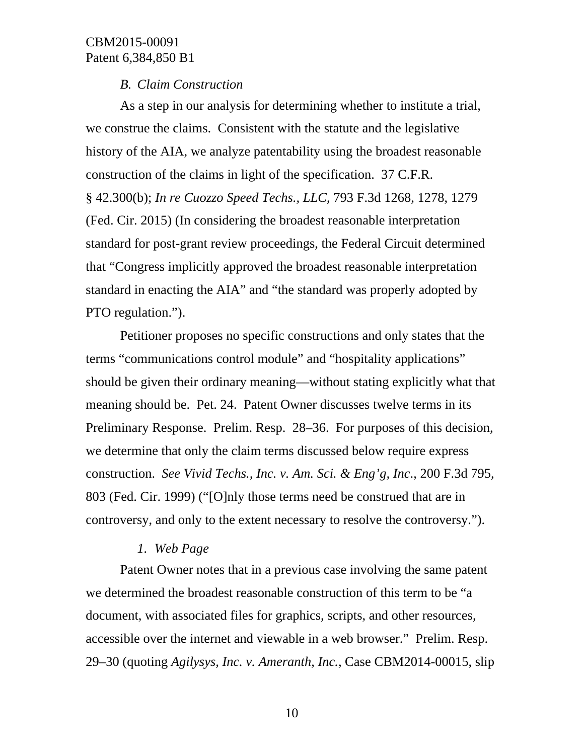### *B. Claim Construction*

As a step in our analysis for determining whether to institute a trial, we construe the claims. Consistent with the statute and the legislative history of the AIA, we analyze patentability using the broadest reasonable construction of the claims in light of the specification. 37 C.F.R. § 42.300(b); *In re Cuozzo Speed Techs., LLC*, 793 F.3d 1268, 1278, 1279 (Fed. Cir. 2015) (In considering the broadest reasonable interpretation standard for post-grant review proceedings, the Federal Circuit determined that "Congress implicitly approved the broadest reasonable interpretation standard in enacting the AIA" and "the standard was properly adopted by PTO regulation.").

Petitioner proposes no specific constructions and only states that the terms "communications control module" and "hospitality applications" should be given their ordinary meaning—without stating explicitly what that meaning should be. Pet. 24. Patent Owner discusses twelve terms in its Preliminary Response. Prelim. Resp. 28–36. For purposes of this decision, we determine that only the claim terms discussed below require express construction. *See Vivid Techs., Inc. v. Am. Sci. & Eng'g, Inc.*, 200 F.3d 795, 803 (Fed. Cir. 1999) ("[O]nly those terms need be construed that are in controversy, and only to the extent necessary to resolve the controversy.").

#### *1. Web Page*

Patent Owner notes that in a previous case involving the same patent we determined the broadest reasonable construction of this term to be "a document, with associated files for graphics, scripts, and other resources, accessible over the internet and viewable in a web browser." Prelim. Resp. 29–30 (quoting *Agilysys, Inc. v. Ameranth, Inc.*, Case CBM2014-00015, slip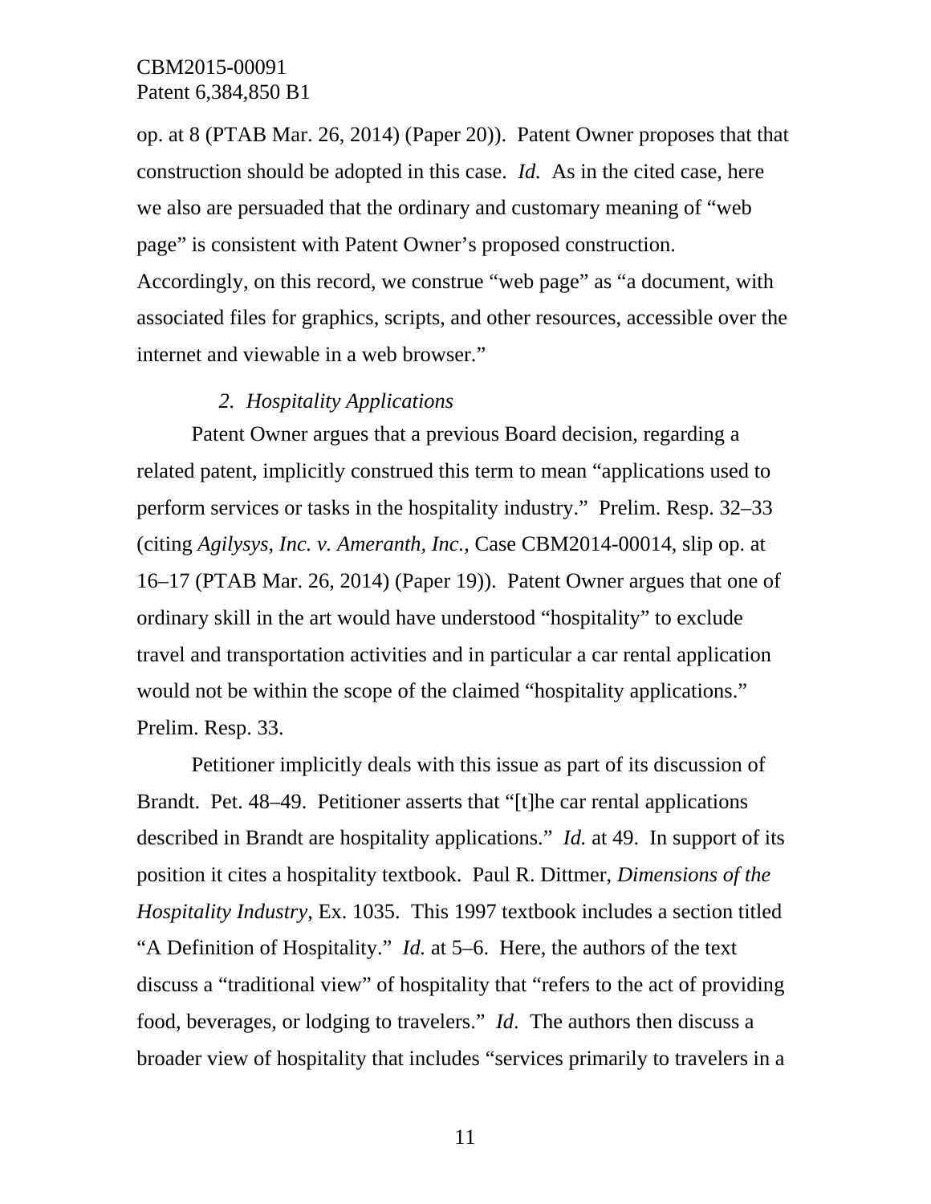op. at 8 (PTAB Mar. 26, 2014) (Paper 20)). Patent Owner proposes that that construction should be adopted in this case. *Id.* As in the cited case, here we also are persuaded that the ordinary and customary meaning of "web page" is consistent with Patent Owner's proposed construction. Accordingly, on this record, we construe "web page" as "a document, with associated files for graphics, scripts, and other resources, accessible over the internet and viewable in a web browser."

### 2. *Hospitality Applications*

Patent Owner argues that a previous Board decision, regarding a related patent, implicitly construed this term to mean "applications used to perform services or tasks in the hospitality industry." Prelim. Resp. 32–33 (citing *Agilysys, Inc. v. Ameranth, Inc.*, Case CBM2014-00014, slip op. at 16–17 (PTAB Mar. 26, 2014) (Paper 19)). Patent Owner argues that one of ordinary skill in the art would have understood "hospitality" to exclude travel and transportation activities and in particular a car rental application would not be within the scope of the claimed "hospitality applications." Prelim. Resp. 33.

Petitioner implicitly deals with this issue as part of its discussion of Brandt. Pet. 48–49. Petitioner asserts that "[t]he car rental applications described in Brandt are hospitality applications." *Id.* at 49. In support of its position it cites a hospitality textbook. Paul R. Dittmer, *Dimensions of the Hospitality Industry*, Ex. 1035. This 1997 textbook includes a section titled "A Definition of Hospitality." *Id.* at 5–6. Here, the authors of the text discuss a "traditional view" of hospitality that "refers to the act of providing food, beverages, or lodging to travelers." *Id*. The authors then discuss a broader view of hospitality that includes "services primarily to travelers in a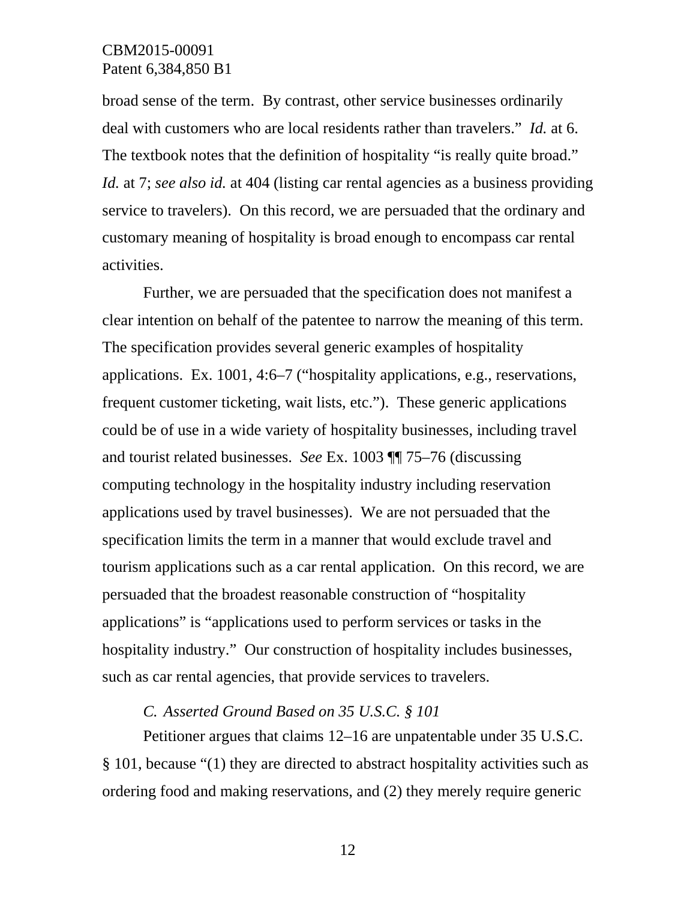broad sense of the term. By contrast, other service businesses ordinarily deal with customers who are local residents rather than travelers." *Id.* at 6. The textbook notes that the definition of hospitality "is really quite broad." *Id.* at 7; *see also id.* at 404 (listing car rental agencies as a business providing service to travelers). On this record, we are persuaded that the ordinary and customary meaning of hospitality is broad enough to encompass car rental activities.

Further, we are persuaded that the specification does not manifest a clear intention on behalf of the patentee to narrow the meaning of this term. The specification provides several generic examples of hospitality applications. Ex. 1001, 4:6–7 ("hospitality applications, e.g., reservations, frequent customer ticketing, wait lists, etc."). These generic applications could be of use in a wide variety of hospitality businesses, including travel and tourist related businesses. *See* Ex. 1003 ¶¶ 75–76 (discussing computing technology in the hospitality industry including reservation applications used by travel businesses). We are not persuaded that the specification limits the term in a manner that would exclude travel and tourism applications such as a car rental application. On this record, we are persuaded that the broadest reasonable construction of "hospitality applications" is "applications used to perform services or tasks in the hospitality industry." Our construction of hospitality includes businesses, such as car rental agencies, that provide services to travelers.

### *C. Asserted Ground Based on 35 U.S.C. § 101*

Petitioner argues that claims 12–16 are unpatentable under 35 U.S.C. § 101, because "(1) they are directed to abstract hospitality activities such as ordering food and making reservations, and (2) they merely require generic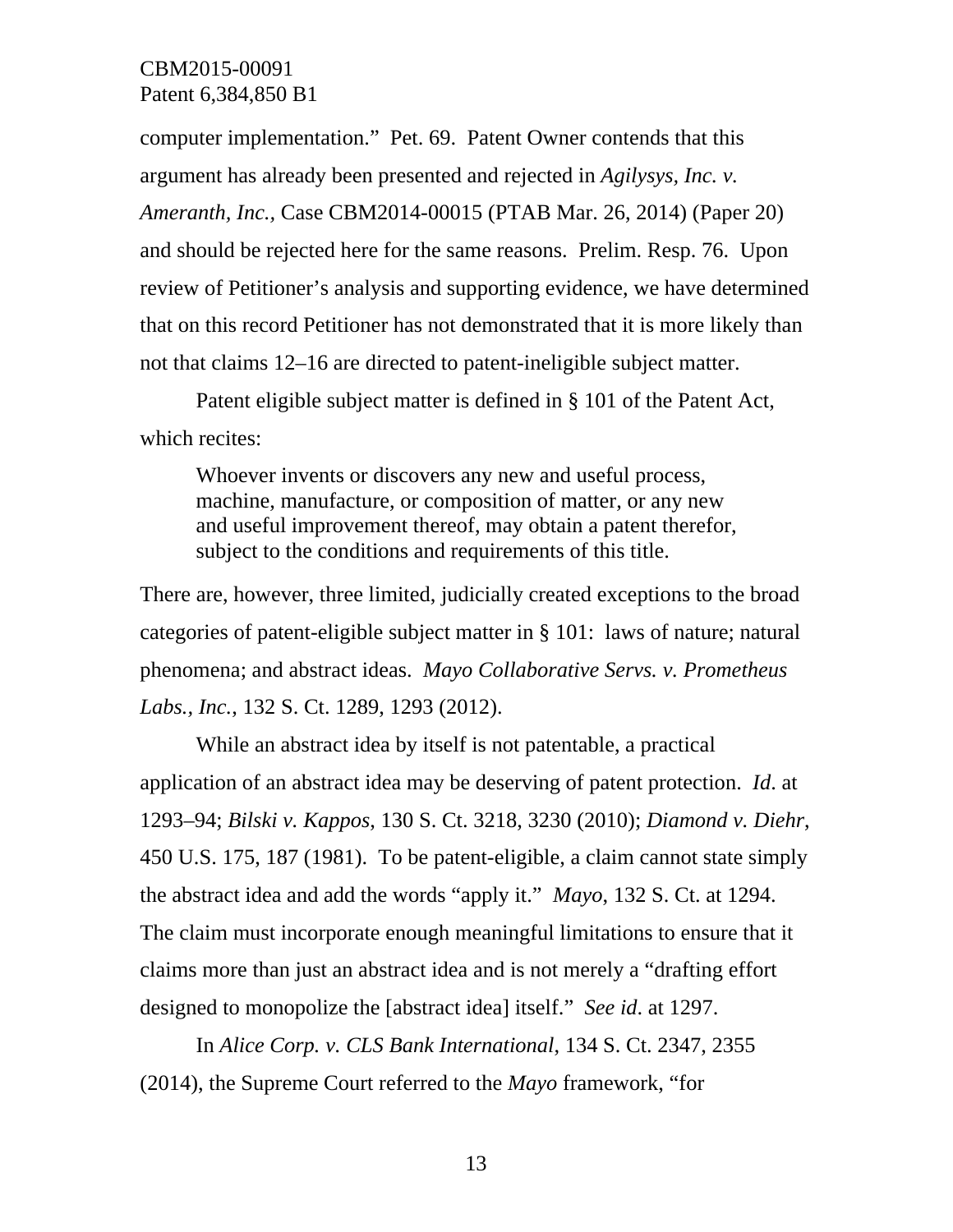computer implementation." Pet. 69. Patent Owner contends that this argument has already been presented and rejected in *Agilysys, Inc. v. Ameranth, Inc.,* Case CBM2014-00015 (PTAB Mar. 26, 2014) (Paper 20) and should be rejected here for the same reasons. Prelim. Resp. 76. Upon review of Petitioner's analysis and supporting evidence, we have determined that on this record Petitioner has not demonstrated that it is more likely than not that claims 12–16 are directed to patent-ineligible subject matter.

Patent eligible subject matter is defined in § 101 of the Patent Act, which recites:

> Whoever invents or discovers any new and useful process, machine, manufacture, or composition of matter, or any new and useful improvement thereof, may obtain a patent therefor, subject to the conditions and requirements of this title.

There are, however, three limited, judicially created exceptions to the broad categories of patent-eligible subject matter in § 101: laws of nature; natural phenomena; and abstract ideas. *Mayo Collaborative Servs. v. Prometheus Labs., Inc.*, 132 S. Ct. 1289, 1293 (2012).

While an abstract idea by itself is not patentable, a practical application of an abstract idea may be deserving of patent protection. *Id*. at 1293–94; *Bilski v. Kappos*, 130 S. Ct. 3218, 3230 (2010); *Diamond v. Diehr*, 450 U.S. 175, 187 (1981). To be patent-eligible, a claim cannot state simply the abstract idea and add the words "apply it." *Mayo*, 132 S. Ct. at 1294. The claim must incorporate enough meaningful limitations to ensure that it claims more than just an abstract idea and is not merely a "drafting effort designed to monopolize the [abstract idea] itself." *See id*. at 1297.

In *Alice Corp. v. CLS Bank International*, 134 S. Ct. 2347, 2355 (2014), the Supreme Court referred to the *Mayo* framework, "for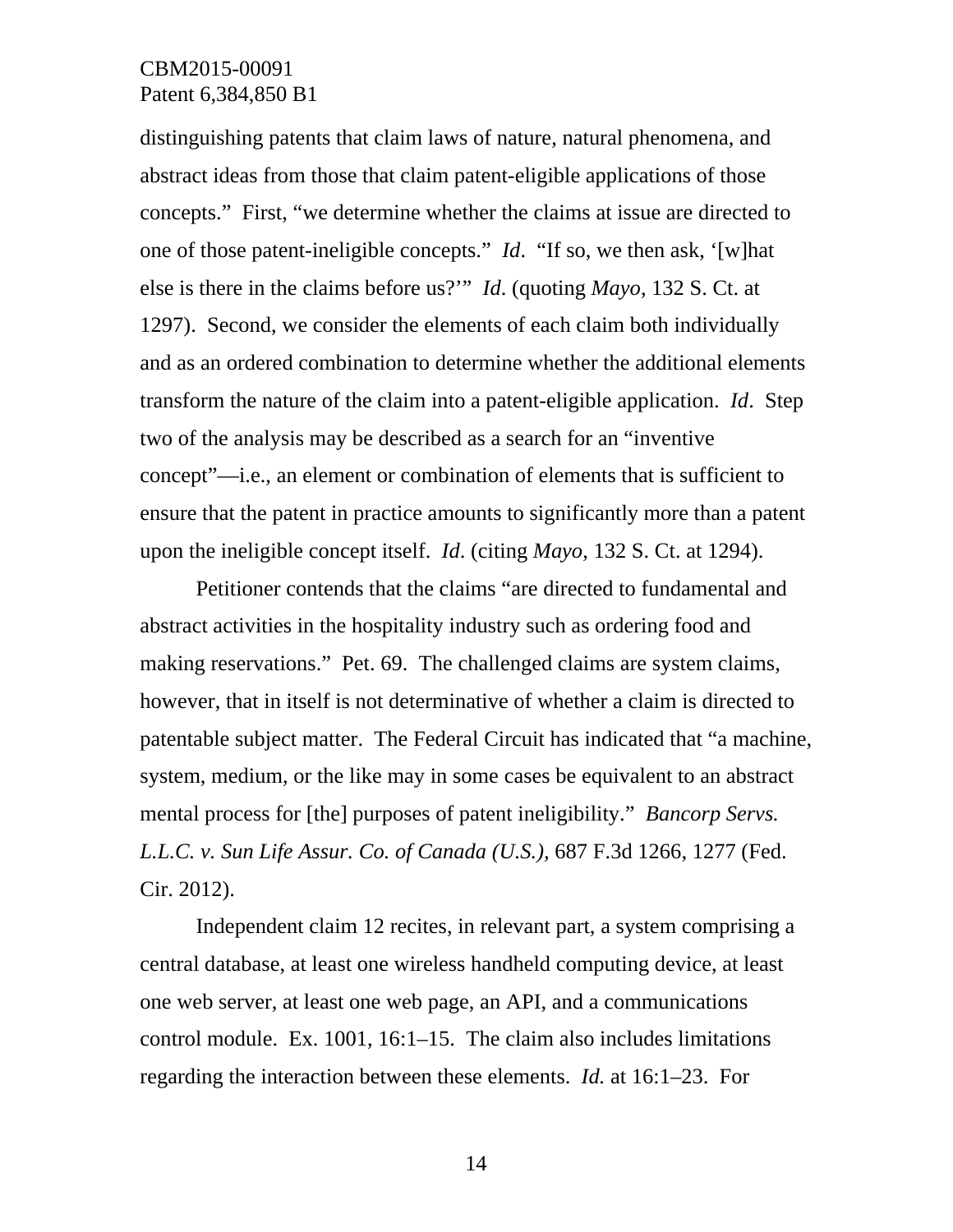distinguishing patents that claim laws of nature, natural phenomena, and abstract ideas from those that claim patent-eligible applications of those concepts." First, "we determine whether the claims at issue are directed to one of those patent-ineligible concepts." *Id*. "If so, we then ask, '[w]hat else is there in the claims before us?'" *Id*. (quoting *Mayo*, 132 S. Ct. at 1297). Second, we consider the elements of each claim both individually and as an ordered combination to determine whether the additional elements transform the nature of the claim into a patent-eligible application. *Id*. Step two of the analysis may be described as a search for an "inventive concept"—i.e., an element or combination of elements that is sufficient to ensure that the patent in practice amounts to significantly more than a patent upon the ineligible concept itself. *Id*. (citing *Mayo*, 132 S. Ct. at 1294).

Petitioner contends that the claims "are directed to fundamental and abstract activities in the hospitality industry such as ordering food and making reservations." Pet. 69. The challenged claims are system claims, however, that in itself is not determinative of whether a claim is directed to patentable subject matter. The Federal Circuit has indicated that "a machine, system, medium, or the like may in some cases be equivalent to an abstract mental process for [the] purposes of patent ineligibility." *Bancorp Servs. L.L.C. v. Sun Life Assur. Co. of Canada (U.S.),* 687 F.3d 1266, 1277 (Fed. Cir. 2012).

Independent claim 12 recites, in relevant part, a system comprising a central database, at least one wireless handheld computing device, at least one web server, at least one web page, an API, and a communications control module. Ex. 1001, 16:1–15. The claim also includes limitations regarding the interaction between these elements. *Id.* at 16:1–23. For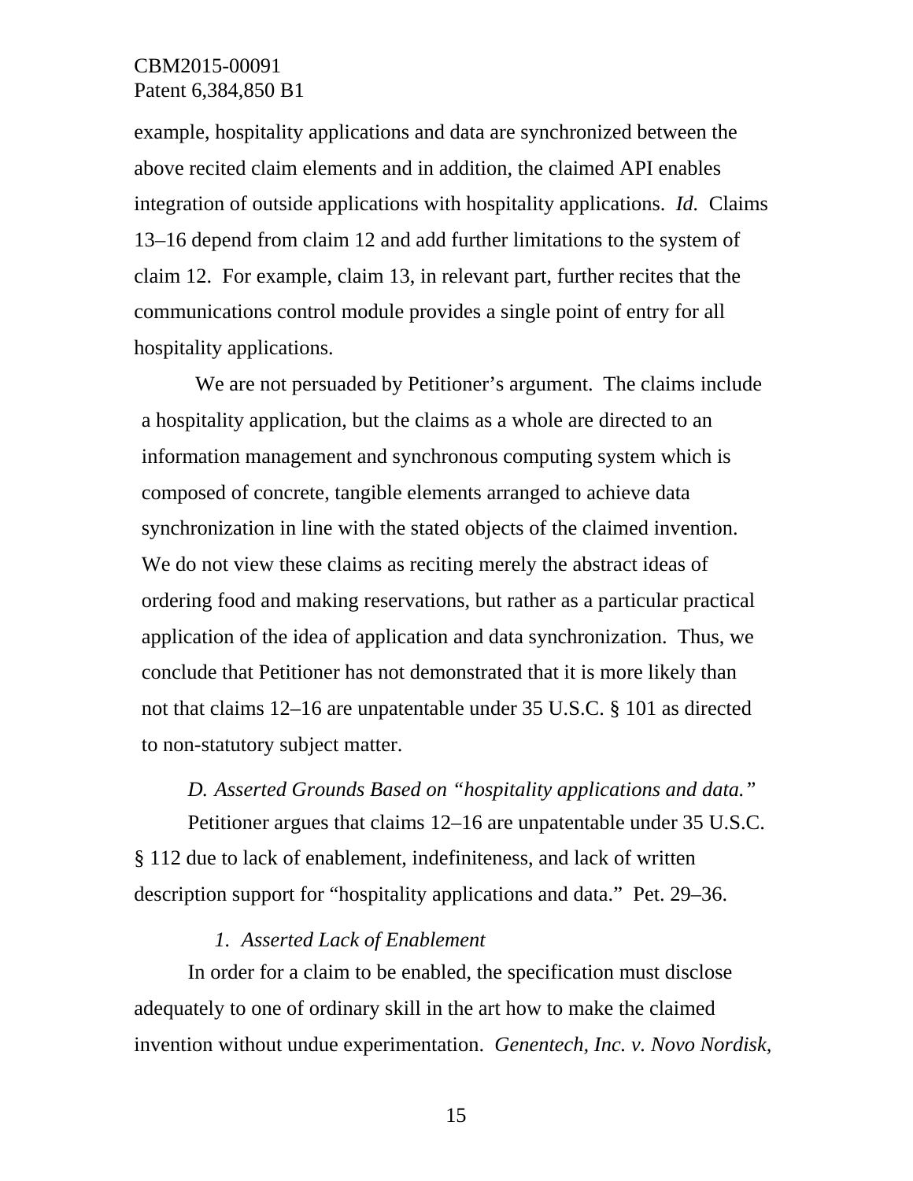example, hospitality applications and data are synchronized between the above recited claim elements and in addition, the claimed API enables integration of outside applications with hospitality applications. *Id.* Claims 13–16 depend from claim 12 and add further limitations to the system of claim 12. For example, claim 13, in relevant part, further recites that the communications control module provides a single point of entry for all hospitality applications.

We are not persuaded by Petitioner's argument. The claims include a hospitality application, but the claims as a whole are directed to an information management and synchronous computing system which is composed of concrete, tangible elements arranged to achieve data synchronization in line with the stated objects of the claimed invention. We do not view these claims as reciting merely the abstract ideas of ordering food and making reservations, but rather as a particular practical application of the idea of application and data synchronization. Thus, we conclude that Petitioner has not demonstrated that it is more likely than not that claims 12–16 are unpatentable under 35 U.S.C. § 101 as directed to non-statutory subject matter.

### *D. Asserted Grounds Based on "hospitality applications and data."*

Petitioner argues that claims 12–16 are unpatentable under 35 U.S.C. § 112 due to lack of enablement, indefiniteness, and lack of written description support for "hospitality applications and data." Pet. 29–36.

#### *1. Asserted Lack of Enablement*

In order for a claim to be enabled, the specification must disclose adequately to one of ordinary skill in the art how to make the claimed invention without undue experimentation. *Genentech, Inc. v. Novo Nordisk,*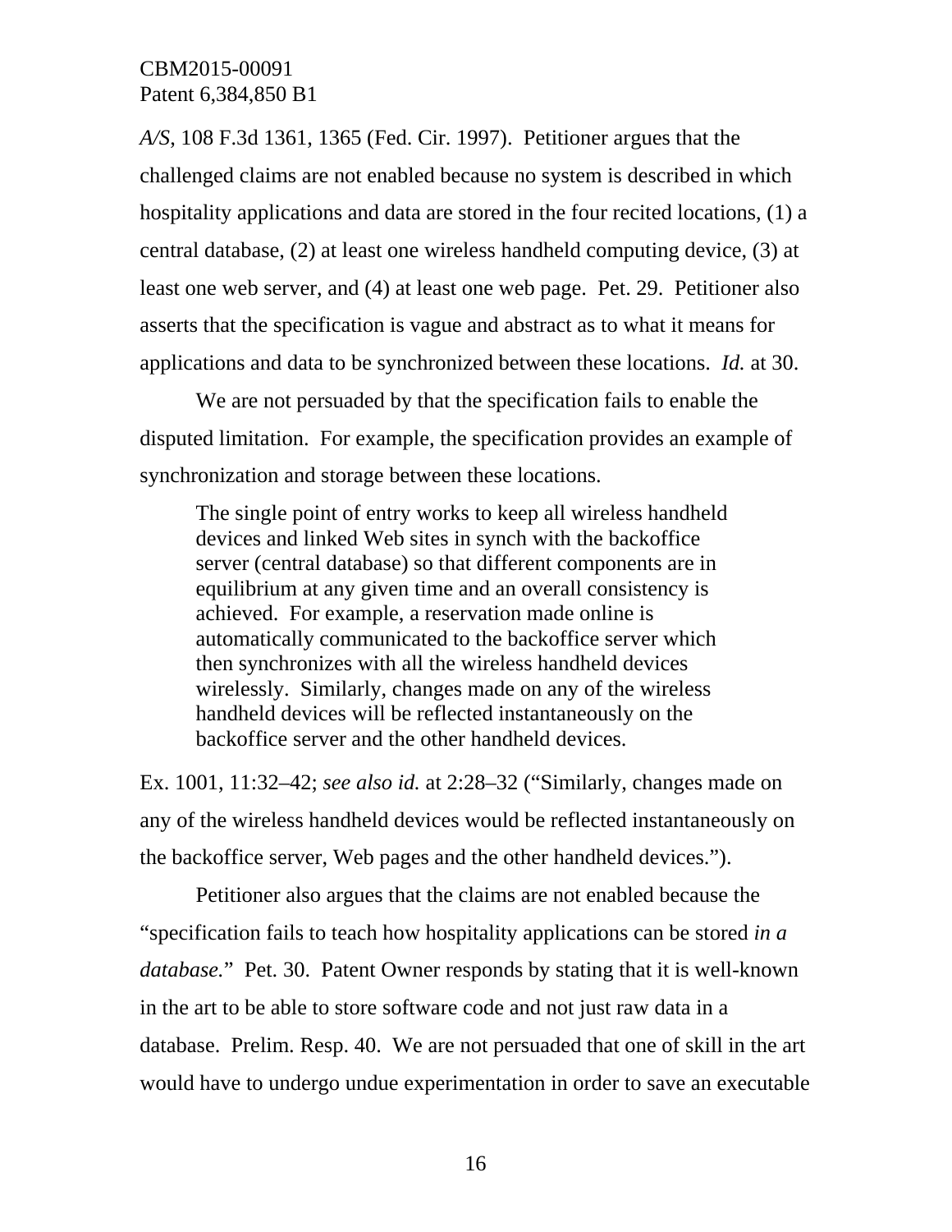*A/S*, 108 F.3d 1361, 1365 (Fed. Cir. 1997). Petitioner argues that the challenged claims are not enabled because no system is described in which hospitality applications and data are stored in the four recited locations, (1) a central database, (2) at least one wireless handheld computing device, (3) at least one web server, and (4) at least one web page. Pet. 29. Petitioner also asserts that the specification is vague and abstract as to what it means for applications and data to be synchronized between these locations. *Id.* at 30.

We are not persuaded by that the specification fails to enable the disputed limitation. For example, the specification provides an example of synchronization and storage between these locations.

> The single point of entry works to keep all wireless handheld devices and linked Web sites in synch with the backoffice server (central database) so that different components are in equilibrium at any given time and an overall consistency is achieved. For example, a reservation made online is automatically communicated to the backoffice server which then synchronizes with all the wireless handheld devices wirelessly. Similarly, changes made on any of the wireless handheld devices will be reflected instantaneously on the backoffice server and the other handheld devices.

Ex. 1001, 11:32–42; *see also id.* at 2:28–32 ("Similarly, changes made on any of the wireless handheld devices would be reflected instantaneously on the backoffice server, Web pages and the other handheld devices.").

Petitioner also argues that the claims are not enabled because the "specification fails to teach how hospitality applications can be stored *in a database.*" Pet. 30. Patent Owner responds by stating that it is well-known in the art to be able to store software code and not just raw data in a database. Prelim. Resp. 40. We are not persuaded that one of skill in the art would have to undergo undue experimentation in order to save an executable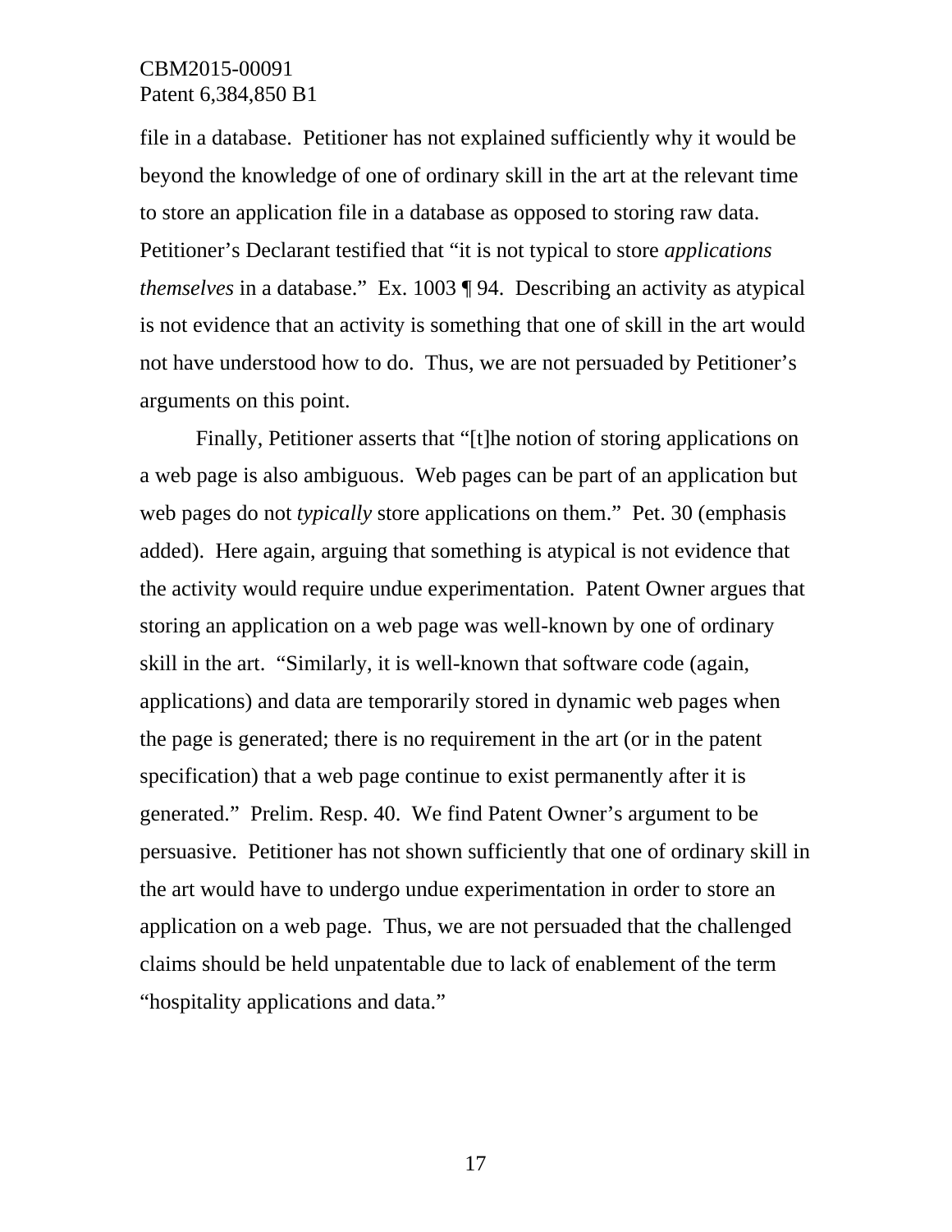file in a database. Petitioner has not explained sufficiently why it would be beyond the knowledge of one of ordinary skill in the art at the relevant time to store an application file in a database as opposed to storing raw data. Petitioner's Declarant testified that "it is not typical to store *applications themselves* in a database." Ex. 1003 ¶ 94. Describing an activity as atypical is not evidence that an activity is something that one of skill in the art would not have understood how to do. Thus, we are not persuaded by Petitioner's arguments on this point.

Finally, Petitioner asserts that "[t]he notion of storing applications on a web page is also ambiguous. Web pages can be part of an application but web pages do not *typically* store applications on them." Pet. 30 (emphasis added). Here again, arguing that something is atypical is not evidence that the activity would require undue experimentation. Patent Owner argues that storing an application on a web page was well-known by one of ordinary skill in the art. "Similarly, it is well-known that software code (again, applications) and data are temporarily stored in dynamic web pages when the page is generated; there is no requirement in the art (or in the patent specification) that a web page continue to exist permanently after it is generated." Prelim. Resp. 40. We find Patent Owner's argument to be persuasive. Petitioner has not shown sufficiently that one of ordinary skill in the art would have to undergo undue experimentation in order to store an application on a web page. Thus, we are not persuaded that the challenged claims should be held unpatentable due to lack of enablement of the term "hospitality applications and data."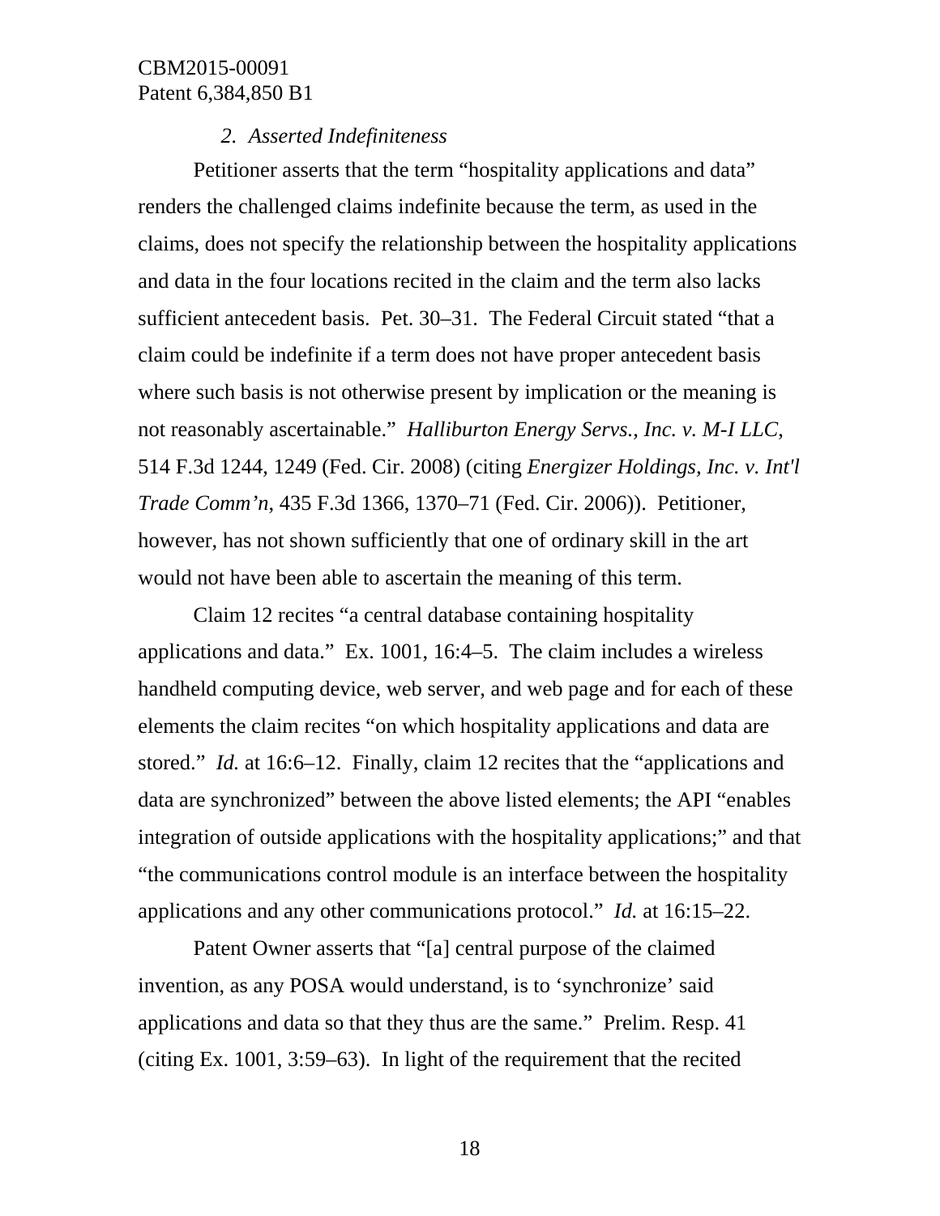### *2. Asserted Indefiniteness*

Petitioner asserts that the term "hospitality applications and data" renders the challenged claims indefinite because the term, as used in the claims, does not specify the relationship between the hospitality applications and data in the four locations recited in the claim and the term also lacks sufficient antecedent basis. Pet. 30–31. The Federal Circuit stated "that a claim could be indefinite if a term does not have proper antecedent basis where such basis is not otherwise present by implication or the meaning is not reasonably ascertainable." *Halliburton Energy Servs., Inc. v. M-I LLC*, 514 F.3d 1244, 1249 (Fed. Cir. 2008) (citing *Energizer Holdings, Inc. v. Int'l Trade Comm'n*, 435 F.3d 1366, 1370–71 (Fed. Cir. 2006)). Petitioner, however, has not shown sufficiently that one of ordinary skill in the art would not have been able to ascertain the meaning of this term.

Claim 12 recites "a central database containing hospitality applications and data." Ex. 1001, 16:4–5. The claim includes a wireless handheld computing device, web server, and web page and for each of these elements the claim recites "on which hospitality applications and data are stored." *Id.* at 16:6–12. Finally, claim 12 recites that the "applications and data are synchronized" between the above listed elements; the API "enables integration of outside applications with the hospitality applications;" and that "the communications control module is an interface between the hospitality applications and any other communications protocol." *Id.* at 16:15–22.

Patent Owner asserts that "[a] central purpose of the claimed invention, as any POSA would understand, is to 'synchronize' said applications and data so that they thus are the same." Prelim. Resp. 41 (citing Ex. 1001, 3:59–63). In light of the requirement that the recited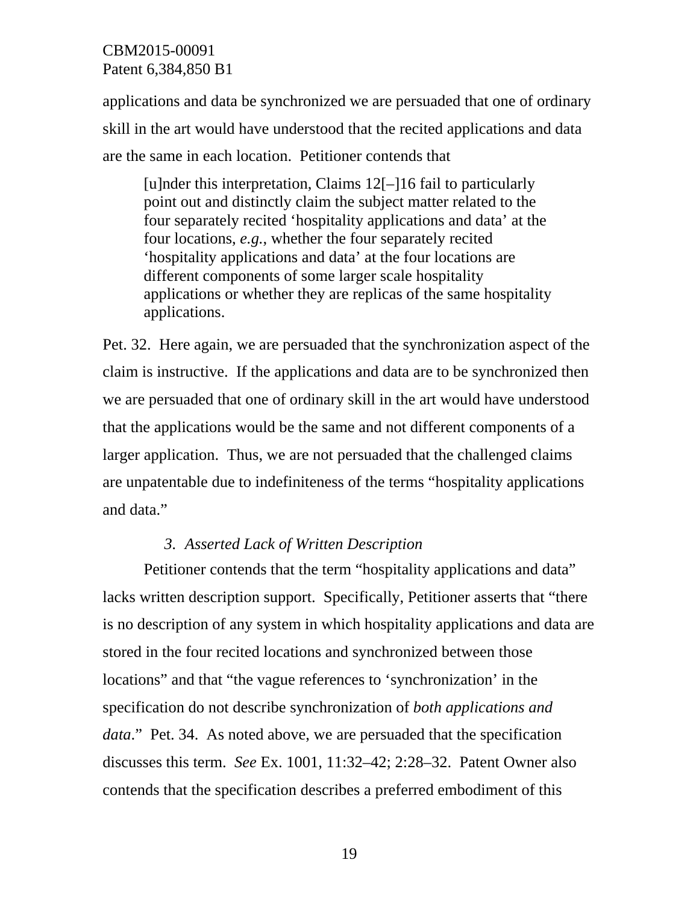applications and data be synchronized we are persuaded that one of ordinary skill in the art would have understood that the recited applications and data are the same in each location. Petitioner contends that

> [u]nder this interpretation, Claims 12[–]16 fail to particularly point out and distinctly claim the subject matter related to the four separately recited 'hospitality applications and data' at the four locations, *e.g.*, whether the four separately recited 'hospitality applications and data' at the four locations are different components of some larger scale hospitality applications or whether they are replicas of the same hospitality applications.

Pet. 32. Here again, we are persuaded that the synchronization aspect of the claim is instructive. If the applications and data are to be synchronized then we are persuaded that one of ordinary skill in the art would have understood that the applications would be the same and not different components of a larger application. Thus, we are not persuaded that the challenged claims are unpatentable due to indefiniteness of the terms "hospitality applications and data."

### *3. Asserted Lack of Written Description*

Petitioner contends that the term "hospitality applications and data" lacks written description support. Specifically, Petitioner asserts that "there is no description of any system in which hospitality applications and data are stored in the four recited locations and synchronized between those locations" and that "the vague references to 'synchronization' in the specification do not describe synchronization of *both applications and data*." Pet. 34. As noted above, we are persuaded that the specification discusses this term. *See* Ex. 1001, 11:32–42; 2:28–32. Patent Owner also contends that the specification describes a preferred embodiment of this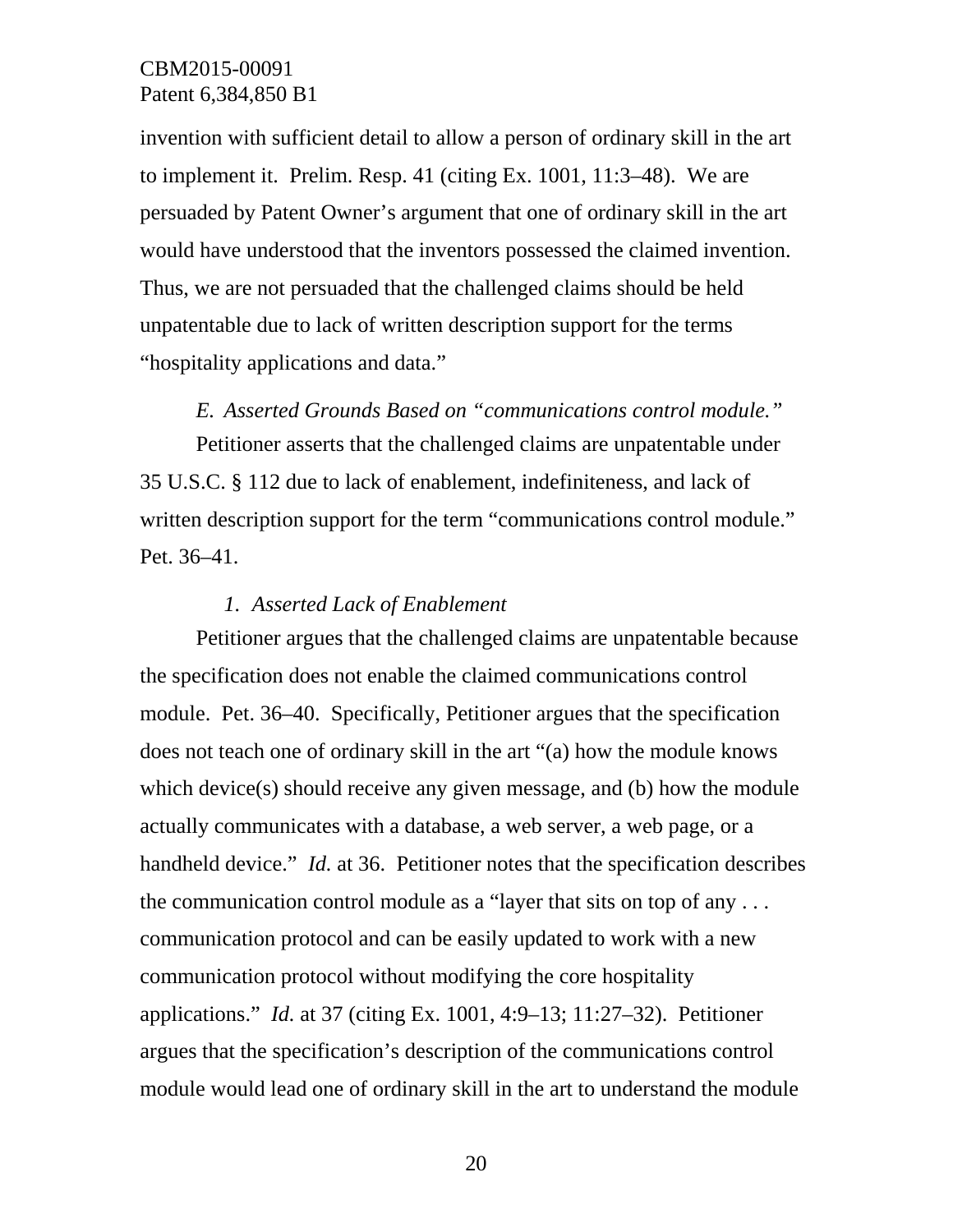invention with sufficient detail to allow a person of ordinary skill in the art to implement it. Prelim. Resp. 41 (citing Ex. 1001, 11:3–48). We are persuaded by Patent Owner's argument that one of ordinary skill in the art would have understood that the inventors possessed the claimed invention. Thus, we are not persuaded that the challenged claims should be held unpatentable due to lack of written description support for the terms "hospitality applications and data."

*E. Asserted Grounds Based on "communications control module."*

Petitioner asserts that the challenged claims are unpatentable under 35 U.S.C. § 112 due to lack of enablement, indefiniteness, and lack of written description support for the term "communications control module." Pet. 36–41.

*1. Asserted Lack of Enablement*

Petitioner argues that the challenged claims are unpatentable because the specification does not enable the claimed communications control module. Pet. 36–40. Specifically, Petitioner argues that the specification does not teach one of ordinary skill in the art "(a) how the module knows which device(s) should receive any given message, and (b) how the module actually communicates with a database, a web server, a web page, or a handheld device." *Id.* at 36. Petitioner notes that the specification describes the communication control module as a "layer that sits on top of any . . . communication protocol and can be easily updated to work with a new communication protocol without modifying the core hospitality applications." *Id.* at 37 (citing Ex. 1001, 4:9–13; 11:27–32). Petitioner argues that the specification's description of the communications control module would lead one of ordinary skill in the art to understand the module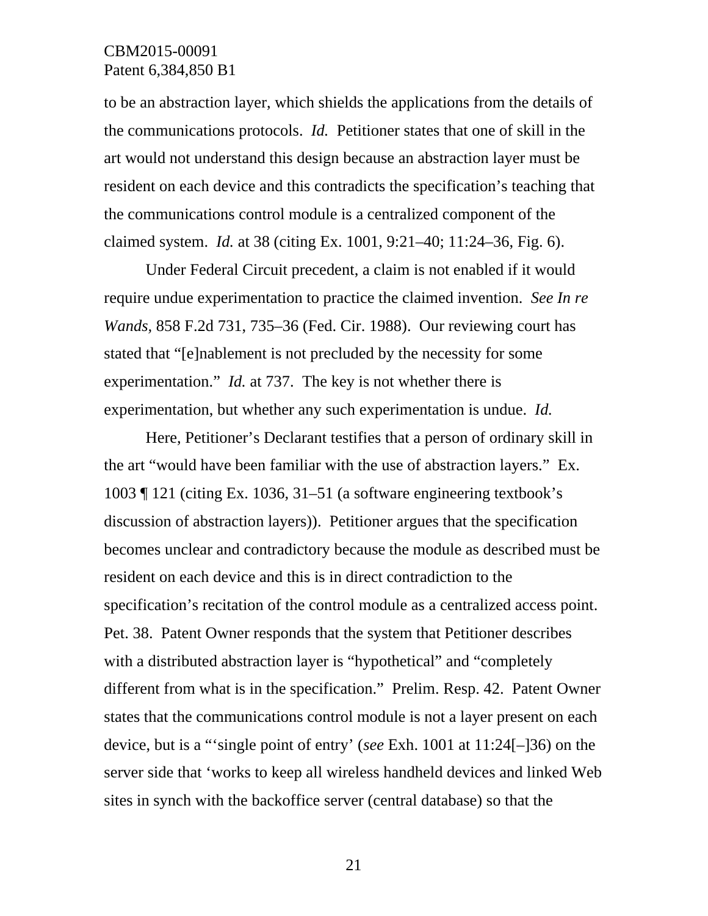to be an abstraction layer, which shields the applications from the details of the communications protocols. *Id.* Petitioner states that one of skill in the art would not understand this design because an abstraction layer must be resident on each device and this contradicts the specification's teaching that the communications control module is a centralized component of the claimed system. *Id.* at 38 (citing Ex. 1001, 9:21–40; 11:24–36, Fig. 6).

Under Federal Circuit precedent, a claim is not enabled if it would require undue experimentation to practice the claimed invention. *See In re Wands,* 858 F.2d 731, 735–36 (Fed. Cir. 1988). Our reviewing court has stated that "[e]nablement is not precluded by the necessity for some experimentation." *Id.* at 737. The key is not whether there is experimentation, but whether any such experimentation is undue. *Id.*

Here, Petitioner's Declarant testifies that a person of ordinary skill in the art "would have been familiar with the use of abstraction layers." Ex. 1003 ¶ 121 (citing Ex. 1036, 31–51 (a software engineering textbook's discussion of abstraction layers)). Petitioner argues that the specification becomes unclear and contradictory because the module as described must be resident on each device and this is in direct contradiction to the specification's recitation of the control module as a centralized access point. Pet. 38. Patent Owner responds that the system that Petitioner describes with a distributed abstraction layer is "hypothetical" and "completely different from what is in the specification." Prelim. Resp. 42. Patent Owner states that the communications control module is not a layer present on each device, but is a "'single point of entry' (*see* Exh. 1001 at 11:24[–]36) on the server side that 'works to keep all wireless handheld devices and linked Web sites in synch with the backoffice server (central database) so that the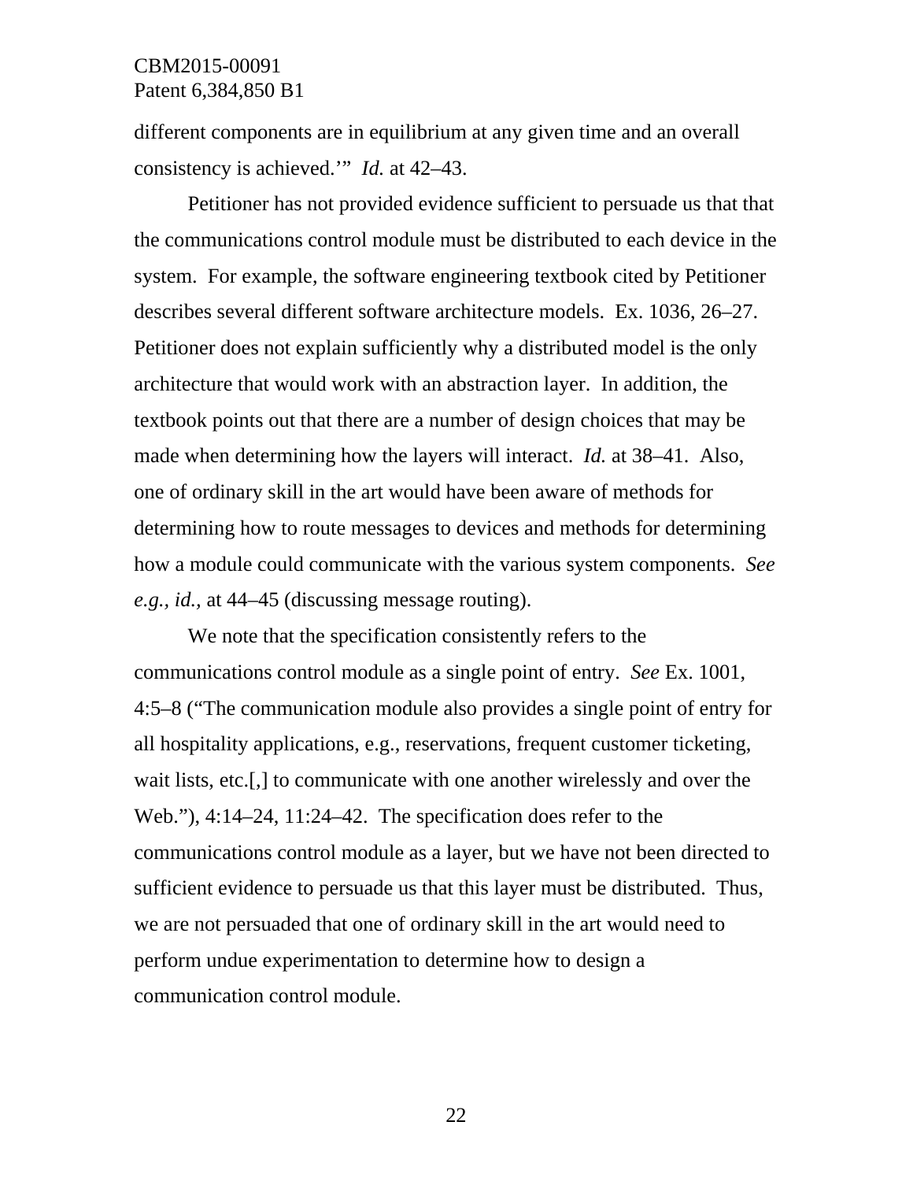different components are in equilibrium at any given time and an overall consistency is achieved.'" *Id.* at 42–43.

Petitioner has not provided evidence sufficient to persuade us that that the communications control module must be distributed to each device in the system. For example, the software engineering textbook cited by Petitioner describes several different software architecture models. Ex. 1036, 26–27. Petitioner does not explain sufficiently why a distributed model is the only architecture that would work with an abstraction layer. In addition, the textbook points out that there are a number of design choices that may be made when determining how the layers will interact. *Id.* at 38–41. Also, one of ordinary skill in the art would have been aware of methods for determining how to route messages to devices and methods for determining how a module could communicate with the various system components. *See e.g.*, *id.*, at 44–45 (discussing message routing).

We note that the specification consistently refers to the communications control module as a single point of entry. *See* Ex. 1001, 4:5–8 ("The communication module also provides a single point of entry for all hospitality applications, e.g., reservations, frequent customer ticketing, wait lists, etc.[,] to communicate with one another wirelessly and over the Web."), 4:14–24, 11:24–42. The specification does refer to the communications control module as a layer, but we have not been directed to sufficient evidence to persuade us that this layer must be distributed. Thus, we are not persuaded that one of ordinary skill in the art would need to perform undue experimentation to determine how to design a communication control module.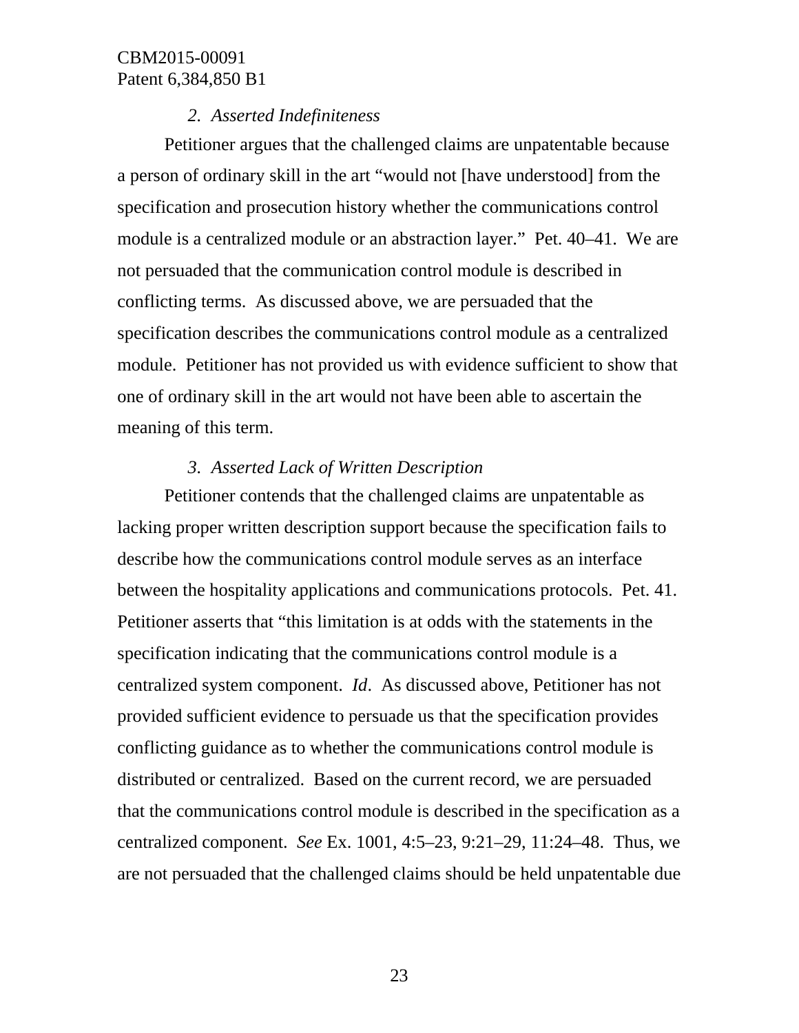*2. Asserted Indefiniteness*

Petitioner argues that the challenged claims are unpatentable because a person of ordinary skill in the art "would not [have understood] from the specification and prosecution history whether the communications control module is a centralized module or an abstraction layer." Pet. 40–41. We are not persuaded that the communication control module is described in conflicting terms. As discussed above, we are persuaded that the specification describes the communications control module as a centralized module. Petitioner has not provided us with evidence sufficient to show that one of ordinary skill in the art would not have been able to ascertain the meaning of this term.

*3. Asserted Lack of Written Description*

Petitioner contends that the challenged claims are unpatentable as lacking proper written description support because the specification fails to describe how the communications control module serves as an interface between the hospitality applications and communications protocols. Pet. 41. Petitioner asserts that "this limitation is at odds with the statements in the specification indicating that the communications control module is a centralized system component. *Id*. As discussed above, Petitioner has not provided sufficient evidence to persuade us that the specification provides conflicting guidance as to whether the communications control module is distributed or centralized. Based on the current record, we are persuaded that the communications control module is described in the specification as a centralized component. *See* Ex. 1001, 4:5–23, 9:21–29, 11:24–48. Thus, we are not persuaded that the challenged claims should be held unpatentable due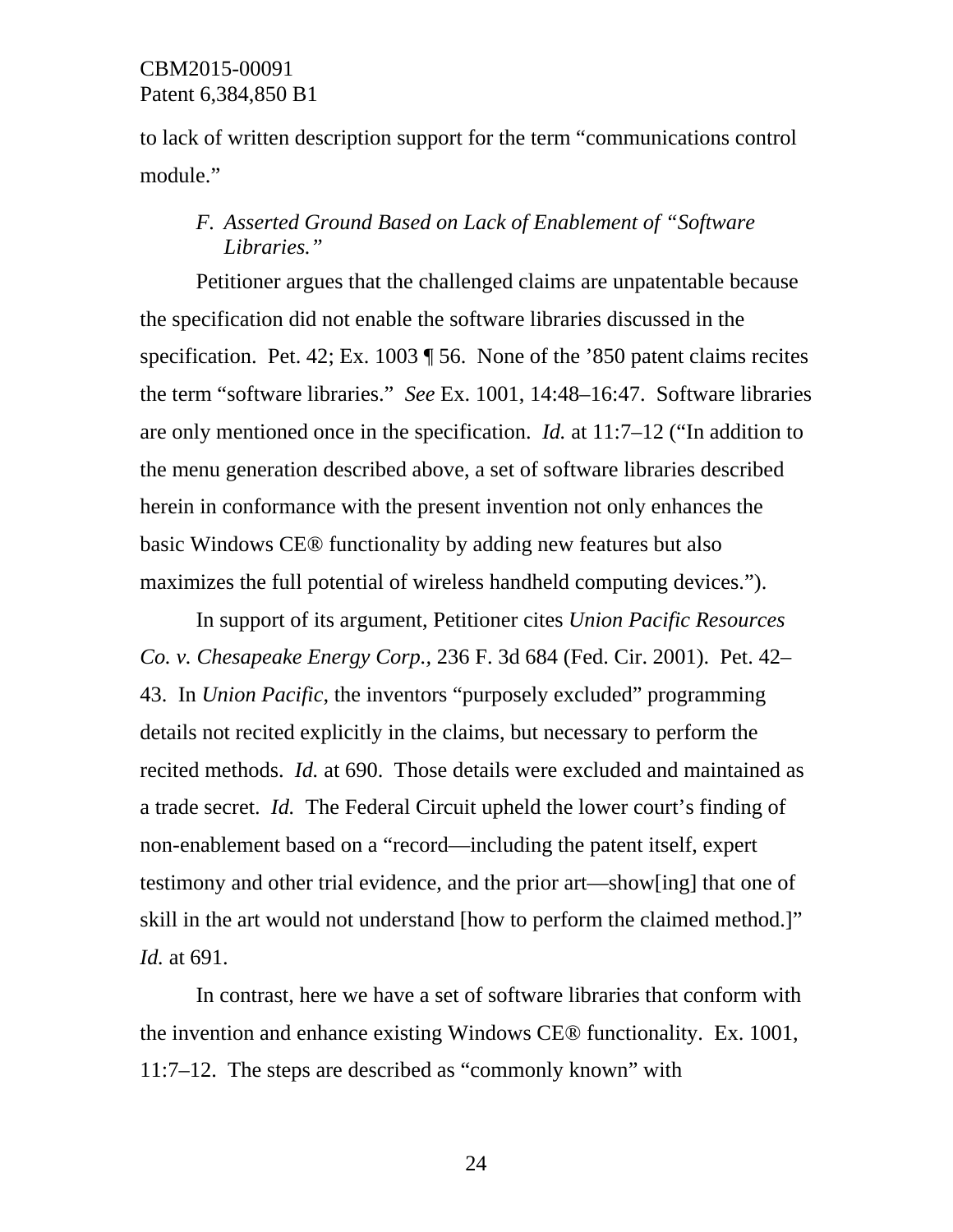to lack of written description support for the term "communications control module."

### *F. Asserted Ground Based on Lack of Enablement of "Software Libraries."*

Petitioner argues that the challenged claims are unpatentable because the specification did not enable the software libraries discussed in the specification. Pet. 42; Ex. 1003 ¶ 56. None of the '850 patent claims recites the term "software libraries." *See* Ex. 1001, 14:48–16:47. Software libraries are only mentioned once in the specification. *Id.* at 11:7–12 ("In addition to the menu generation described above, a set of software libraries described herein in conformance with the present invention not only enhances the basic Windows CE® functionality by adding new features but also maximizes the full potential of wireless handheld computing devices.").

In support of its argument, Petitioner cites *Union Pacific Resources Co. v. Chesapeake Energy Corp.*, 236 F. 3d 684 (Fed. Cir. 2001). Pet. 42–43. In *Union Pacific*, the inventors "purposely excluded" programming details not recited explicitly in the claims, but necessary to perform the recited methods. *Id.* at 690. Those details were excluded and maintained as a trade secret. *Id.* The Federal Circuit upheld the lower court's finding of non-enablement based on a "record—including the patent itself, expert testimony and other trial evidence, and the prior art—show[ing] that one of skill in the art would not understand [how to perform the claimed method.]" *Id.* at 691.

In contrast, here we have a set of software libraries that conform with the invention and enhance existing Windows CE® functionality. Ex. 1001, 11:7–12. The steps are described as "commonly known" with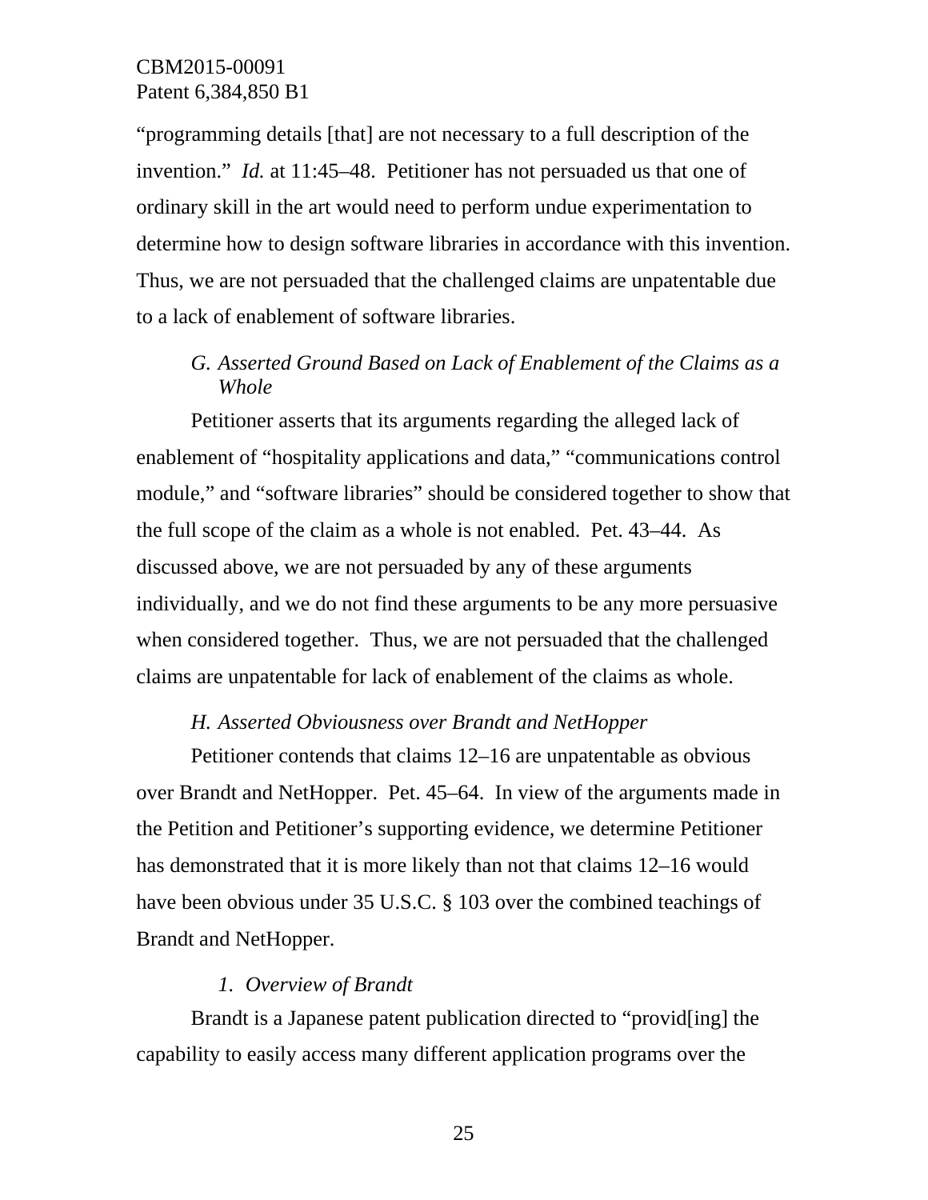"programming details [that] are not necessary to a full description of the invention." *Id.* at 11:45–48. Petitioner has not persuaded us that one of ordinary skill in the art would need to perform undue experimentation to determine how to design software libraries in accordance with this invention. Thus, we are not persuaded that the challenged claims are unpatentable due to a lack of enablement of software libraries.

### *G. Asserted Ground Based on Lack of Enablement of the Claims as a Whole*

Petitioner asserts that its arguments regarding the alleged lack of enablement of "hospitality applications and data," "communications control module," and "software libraries" should be considered together to show that the full scope of the claim as a whole is not enabled. Pet. 43–44. As discussed above, we are not persuaded by any of these arguments individually, and we do not find these arguments to be any more persuasive when considered together. Thus, we are not persuaded that the challenged claims are unpatentable for lack of enablement of the claims as whole.

### *H. Asserted Obviousness over Brandt and NetHopper*

Petitioner contends that claims 12–16 are unpatentable as obvious over Brandt and NetHopper. Pet. 45–64. In view of the arguments made in the Petition and Petitioner's supporting evidence, we determine Petitioner has demonstrated that it is more likely than not that claims 12–16 would have been obvious under 35 U.S.C. § 103 over the combined teachings of Brandt and NetHopper.

#### *1. Overview of Brandt*

Brandt is a Japanese patent publication directed to "provid[ing] the capability to easily access many different application programs over the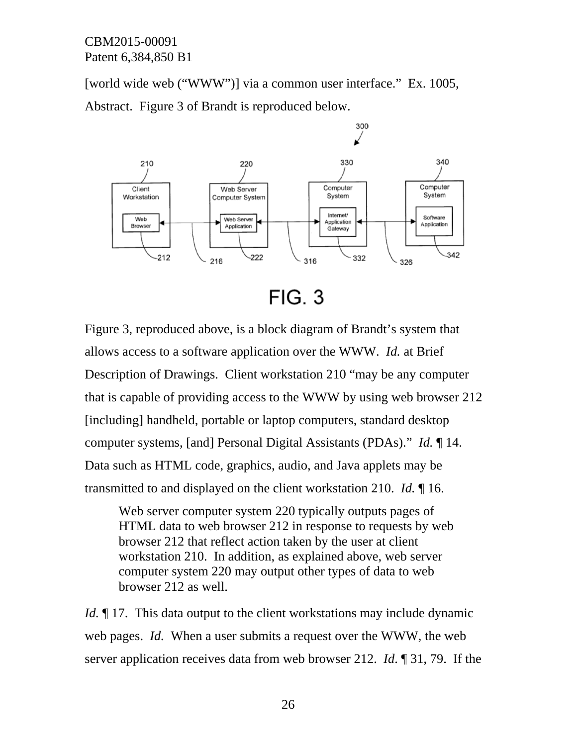[world wide web (“WWW”)] via a common user interface.” Ex. 1005, Abstract. Figure 3 of Brandt is reproduced below.

FIG. 3

Figure 3, reproduced above, is a block diagram of Brandt’s system that allows access to a software application over the WWW. *Id.* at Brief Description of Drawings. Client workstation 210 “may be any computer that is capable of providing access to the WWW by using web browser 212 [including] handheld, portable or laptop computers, standard desktop computer systems, [and] Personal Digital Assistants (PDAs).” *Id.* ¶ 14. Data such as HTML code, graphics, audio, and Java applets may be transmitted to and displayed on the client workstation 210. *Id.* ¶ 16.

> Web server computer system 220 typically outputs pages of HTML data to web browser 212 in response to requests by web browser 212 that reflect action taken by the user at client workstation 210. In addition, as explained above, web server computer system 220 may output other types of data to web browser 212 as well.

*Id.* ¶ 17. This data output to the client workstations may include dynamic web pages. *Id.* When a user submits a request over the WWW, the web server application receives data from web browser 212. *Id*. ¶ 31, 79. If the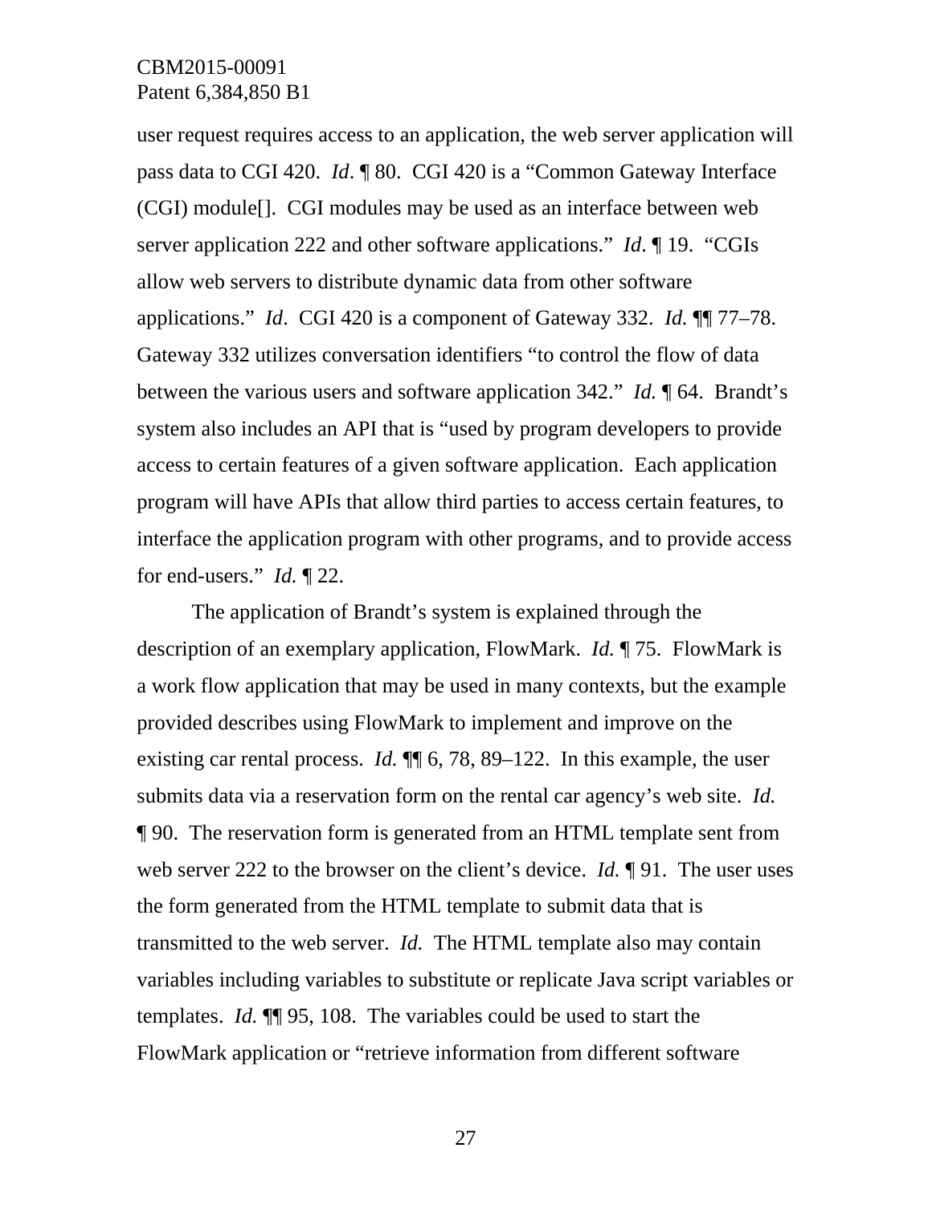user request requires access to an application, the web server application will pass data to CGI 420. *Id*. ¶ 80. CGI 420 is a "Common Gateway Interface (CGI) module[]. CGI modules may be used as an interface between web server application 222 and other software applications." *Id*. ¶ 19. "CGIs allow web servers to distribute dynamic data from other software applications." *Id*. CGI 420 is a component of Gateway 332. *Id.* ¶¶ 77–78. Gateway 332 utilizes conversation identifiers "to control the flow of data between the various users and software application 342." *Id.* ¶ 64. Brandt's system also includes an API that is "used by program developers to provide access to certain features of a given software application. Each application program will have APIs that allow third parties to access certain features, to interface the application program with other programs, and to provide access for end-users." *Id.* ¶ 22.

The application of Brandt's system is explained through the description of an exemplary application, FlowMark. *Id.* ¶ 75. FlowMark is a work flow application that may be used in many contexts, but the example provided describes using FlowMark to implement and improve on the existing car rental process. *Id.* ¶¶ 6, 78, 89–122. In this example, the user submits data via a reservation form on the rental car agency's web site. *Id.* ¶ 90. The reservation form is generated from an HTML template sent from web server 222 to the browser on the client's device. *Id.* ¶ 91. The user uses the form generated from the HTML template to submit data that is transmitted to the web server. *Id.* The HTML template also may contain variables including variables to substitute or replicate Java script variables or templates. *Id.* ¶¶ 95, 108. The variables could be used to start the FlowMark application or "retrieve information from different software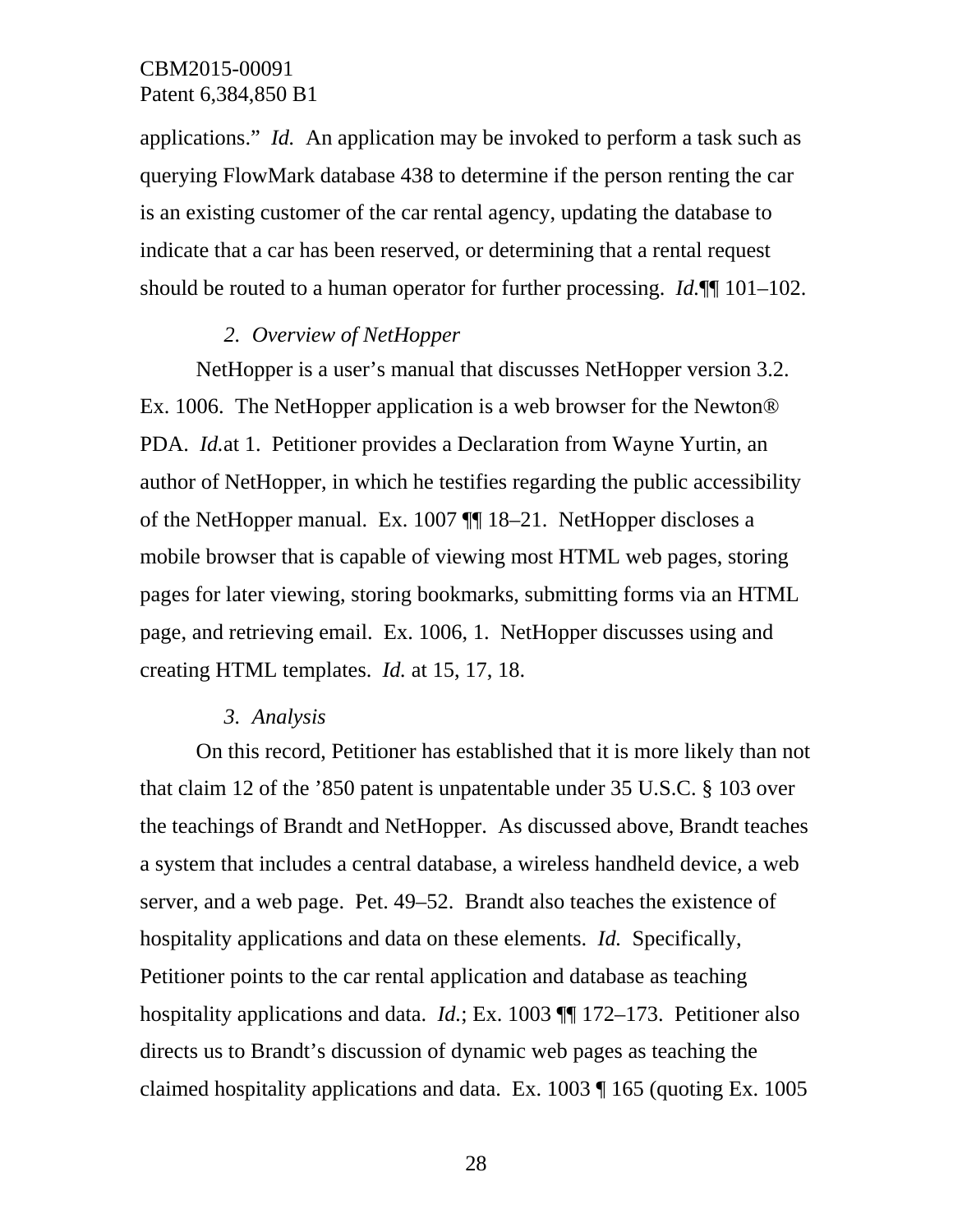applications." *Id.* An application may be invoked to perform a task such as querying FlowMark database 438 to determine if the person renting the car is an existing customer of the car rental agency, updating the database to indicate that a car has been reserved, or determining that a rental request should be routed to a human operator for further processing. *Id.*¶¶ 101–102.

*2. Overview of NetHopper*

NetHopper is a user's manual that discusses NetHopper version 3.2. Ex. 1006. The NetHopper application is a web browser for the Newton® PDA. *Id.*at 1. Petitioner provides a Declaration from Wayne Yurtin, an author of NetHopper, in which he testifies regarding the public accessibility of the NetHopper manual. Ex. 1007 ¶¶ 18–21. NetHopper discloses a mobile browser that is capable of viewing most HTML web pages, storing pages for later viewing, storing bookmarks, submitting forms via an HTML page, and retrieving email. Ex. 1006, 1. NetHopper discusses using and creating HTML templates. *Id.* at 15, 17, 18.

*3. Analysis*

On this record, Petitioner has established that it is more likely than not that claim 12 of the '850 patent is unpatentable under 35 U.S.C. § 103 over the teachings of Brandt and NetHopper. As discussed above, Brandt teaches a system that includes a central database, a wireless handheld device, a web server, and a web page. Pet. 49–52. Brandt also teaches the existence of hospitality applications and data on these elements. *Id.* Specifically, Petitioner points to the car rental application and database as teaching hospitality applications and data. *Id.*; Ex. 1003 ¶¶ 172–173. Petitioner also directs us to Brandt's discussion of dynamic web pages as teaching the claimed hospitality applications and data. Ex. 1003 ¶ 165 (quoting Ex. 1005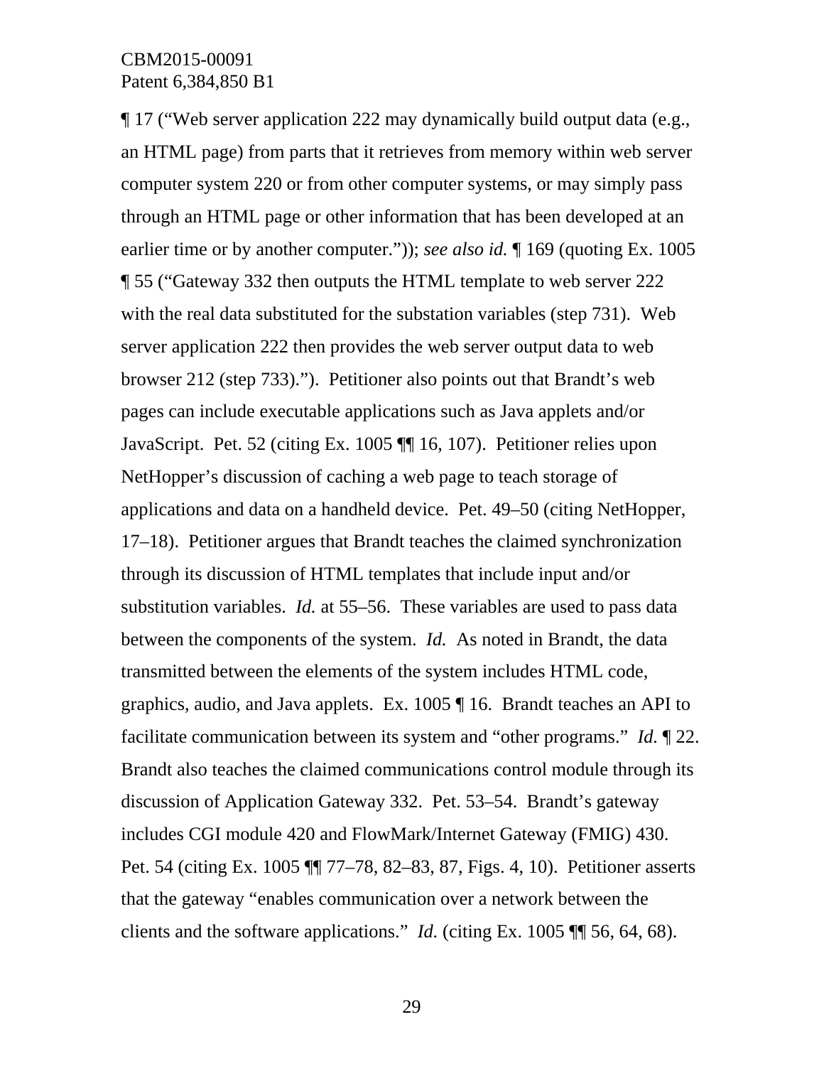¶ 17 ("Web server application 222 may dynamically build output data (e.g., an HTML page) from parts that it retrieves from memory within web server computer system 220 or from other computer systems, or may simply pass through an HTML page or other information that has been developed at an earlier time or by another computer.")); *see also id.* ¶ 169 (quoting Ex. 1005 ¶ 55 ("Gateway 332 then outputs the HTML template to web server 222 with the real data substituted for the substation variables (step 731). Web server application 222 then provides the web server output data to web browser 212 (step 733)."). Petitioner also points out that Brandt's web pages can include executable applications such as Java applets and/or JavaScript. Pet. 52 (citing Ex. 1005 ¶¶ 16, 107). Petitioner relies upon NetHopper's discussion of caching a web page to teach storage of applications and data on a handheld device. Pet. 49–50 (citing NetHopper, 17–18). Petitioner argues that Brandt teaches the claimed synchronization through its discussion of HTML templates that include input and/or substitution variables. *Id.* at 55–56. These variables are used to pass data between the components of the system. *Id.* As noted in Brandt, the data transmitted between the elements of the system includes HTML code, graphics, audio, and Java applets. Ex. 1005 ¶ 16. Brandt teaches an API to facilitate communication between its system and "other programs." *Id.* ¶ 22. Brandt also teaches the claimed communications control module through its discussion of Application Gateway 332. Pet. 53–54. Brandt's gateway includes CGI module 420 and FlowMark/Internet Gateway (FMIG) 430. Pet. 54 (citing Ex. 1005 ¶¶ 77–78, 82–83, 87, Figs. 4, 10). Petitioner asserts that the gateway "enables communication over a network between the clients and the software applications." *Id.* (citing Ex. 1005 ¶¶ 56, 64, 68).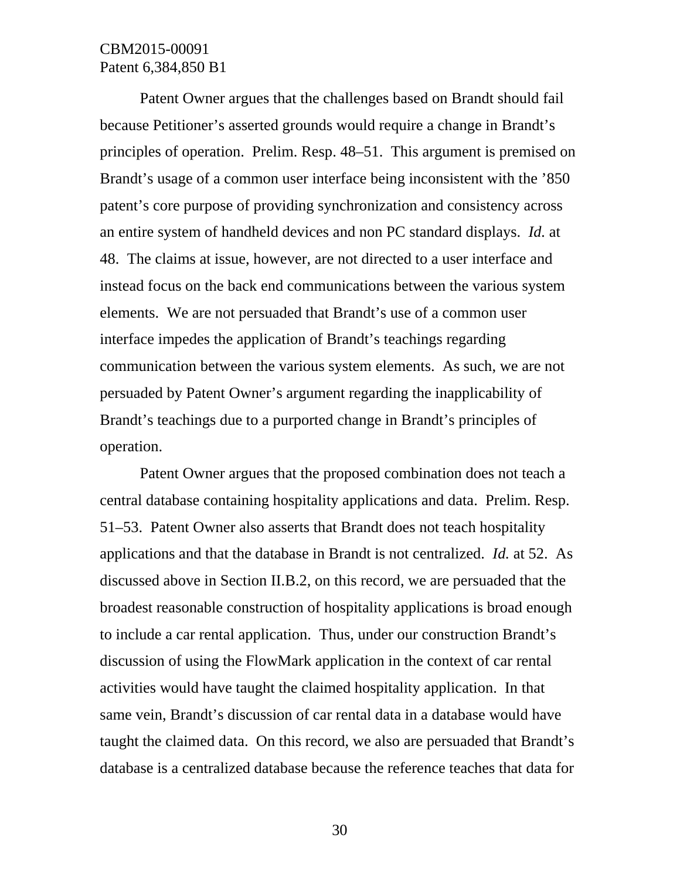Patent Owner argues that the challenges based on Brandt should fail because Petitioner's asserted grounds would require a change in Brandt's principles of operation. Prelim. Resp. 48–51. This argument is premised on Brandt's usage of a common user interface being inconsistent with the '850 patent's core purpose of providing synchronization and consistency across an entire system of handheld devices and non PC standard displays. *Id.* at 48. The claims at issue, however, are not directed to a user interface and instead focus on the back end communications between the various system elements. We are not persuaded that Brandt's use of a common user interface impedes the application of Brandt's teachings regarding communication between the various system elements. As such, we are not persuaded by Patent Owner's argument regarding the inapplicability of Brandt's teachings due to a purported change in Brandt's principles of operation.

Patent Owner argues that the proposed combination does not teach a central database containing hospitality applications and data. Prelim. Resp. 51–53. Patent Owner also asserts that Brandt does not teach hospitality applications and that the database in Brandt is not centralized. *Id.* at 52. As discussed above in Section II.B.2, on this record, we are persuaded that the broadest reasonable construction of hospitality applications is broad enough to include a car rental application. Thus, under our construction Brandt's discussion of using the FlowMark application in the context of car rental activities would have taught the claimed hospitality application. In that same vein, Brandt's discussion of car rental data in a database would have taught the claimed data. On this record, we also are persuaded that Brandt's database is a centralized database because the reference teaches that data for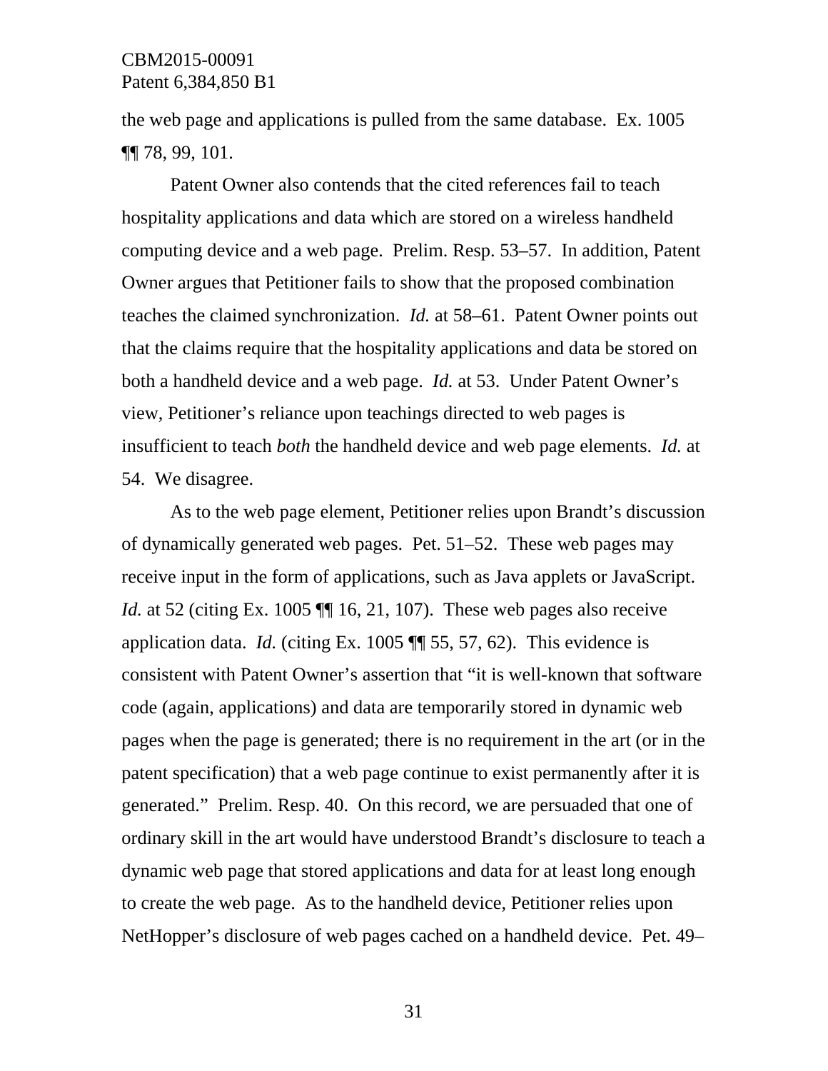the web page and applications is pulled from the same database. Ex. 1005 ¶¶ 78, 99, 101.

Patent Owner also contends that the cited references fail to teach hospitality applications and data which are stored on a wireless handheld computing device and a web page. Prelim. Resp. 53–57. In addition, Patent Owner argues that Petitioner fails to show that the proposed combination teaches the claimed synchronization. *Id.* at 58–61. Patent Owner points out that the claims require that the hospitality applications and data be stored on both a handheld device and a web page. *Id.* at 53. Under Patent Owner's view, Petitioner's reliance upon teachings directed to web pages is insufficient to teach *both* the handheld device and web page elements. *Id.* at 54. We disagree.

As to the web page element, Petitioner relies upon Brandt's discussion of dynamically generated web pages. Pet. 51–52. These web pages may receive input in the form of applications, such as Java applets or JavaScript. *Id.* at 52 (citing Ex. 1005 ¶¶ 16, 21, 107). These web pages also receive application data. *Id.* (citing Ex. 1005 ¶¶ 55, 57, 62). This evidence is consistent with Patent Owner's assertion that "it is well-known that software code (again, applications) and data are temporarily stored in dynamic web pages when the page is generated; there is no requirement in the art (or in the patent specification) that a web page continue to exist permanently after it is generated." Prelim. Resp. 40. On this record, we are persuaded that one of ordinary skill in the art would have understood Brandt's disclosure to teach a dynamic web page that stored applications and data for at least long enough to create the web page. As to the handheld device, Petitioner relies upon NetHopper's disclosure of web pages cached on a handheld device. Pet. 49–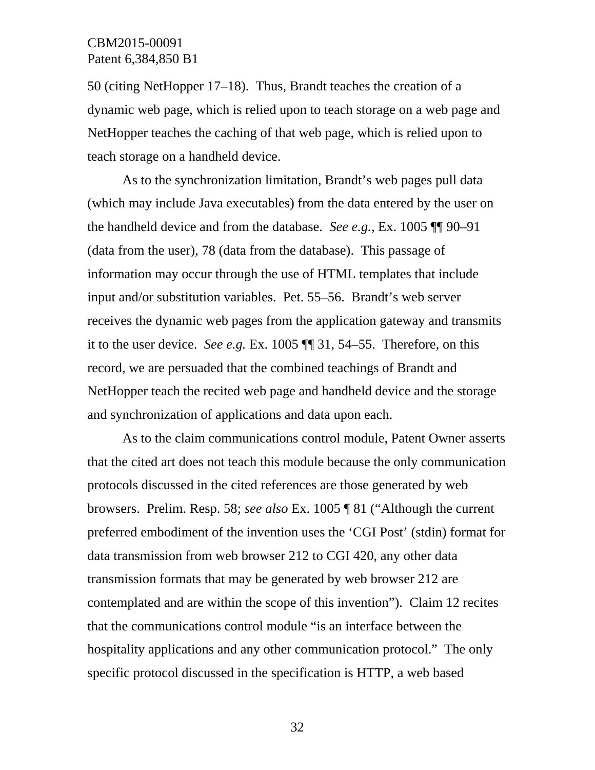50 (citing NetHopper 17–18). Thus, Brandt teaches the creation of a dynamic web page, which is relied upon to teach storage on a web page and NetHopper teaches the caching of that web page, which is relied upon to teach storage on a handheld device.

As to the synchronization limitation, Brandt's web pages pull data (which may include Java executables) from the data entered by the user on the handheld device and from the database. *See e.g.*, Ex. 1005 ¶¶ 90–91 (data from the user), 78 (data from the database). This passage of information may occur through the use of HTML templates that include input and/or substitution variables. Pet. 55–56. Brandt's web server receives the dynamic web pages from the application gateway and transmits it to the user device. *See e.g.* Ex. 1005 ¶¶ 31, 54–55. Therefore, on this record, we are persuaded that the combined teachings of Brandt and NetHopper teach the recited web page and handheld device and the storage and synchronization of applications and data upon each.

As to the claim communications control module, Patent Owner asserts that the cited art does not teach this module because the only communication protocols discussed in the cited references are those generated by web browsers. Prelim. Resp. 58; *see also* Ex. 1005 ¶ 81 ("Although the current preferred embodiment of the invention uses the 'CGI Post' (stdin) format for data transmission from web browser 212 to CGI 420, any other data transmission formats that may be generated by web browser 212 are contemplated and are within the scope of this invention"). Claim 12 recites that the communications control module "is an interface between the hospitality applications and any other communication protocol." The only specific protocol discussed in the specification is HTTP, a web based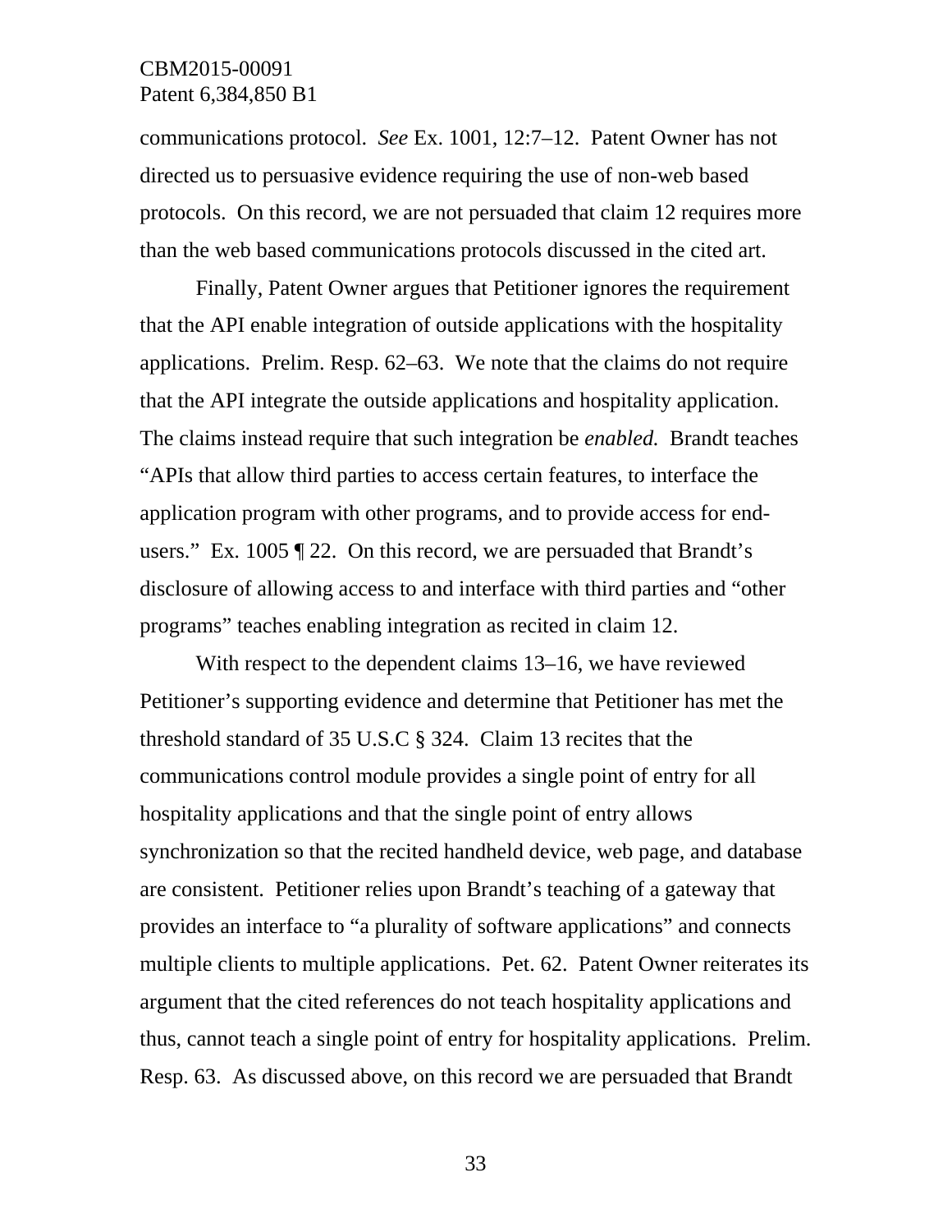communications protocol. *See* Ex. 1001, 12:7–12. Patent Owner has not directed us to persuasive evidence requiring the use of non-web based protocols. On this record, we are not persuaded that claim 12 requires more than the web based communications protocols discussed in the cited art.

Finally, Patent Owner argues that Petitioner ignores the requirement that the API enable integration of outside applications with the hospitality applications. Prelim. Resp. 62–63. We note that the claims do not require that the API integrate the outside applications and hospitality application. The claims instead require that such integration be *enabled.* Brandt teaches "APIs that allow third parties to access certain features, to interface the application program with other programs, and to provide access for end-users." Ex. 1005 ¶ 22. On this record, we are persuaded that Brandt's disclosure of allowing access to and interface with third parties and "other programs" teaches enabling integration as recited in claim 12.

With respect to the dependent claims 13–16, we have reviewed Petitioner's supporting evidence and determine that Petitioner has met the threshold standard of 35 U.S.C § 324. Claim 13 recites that the communications control module provides a single point of entry for all hospitality applications and that the single point of entry allows synchronization so that the recited handheld device, web page, and database are consistent. Petitioner relies upon Brandt's teaching of a gateway that provides an interface to "a plurality of software applications" and connects multiple clients to multiple applications. Pet. 62. Patent Owner reiterates its argument that the cited references do not teach hospitality applications and thus, cannot teach a single point of entry for hospitality applications. Prelim. Resp. 63. As discussed above, on this record we are persuaded that Brandt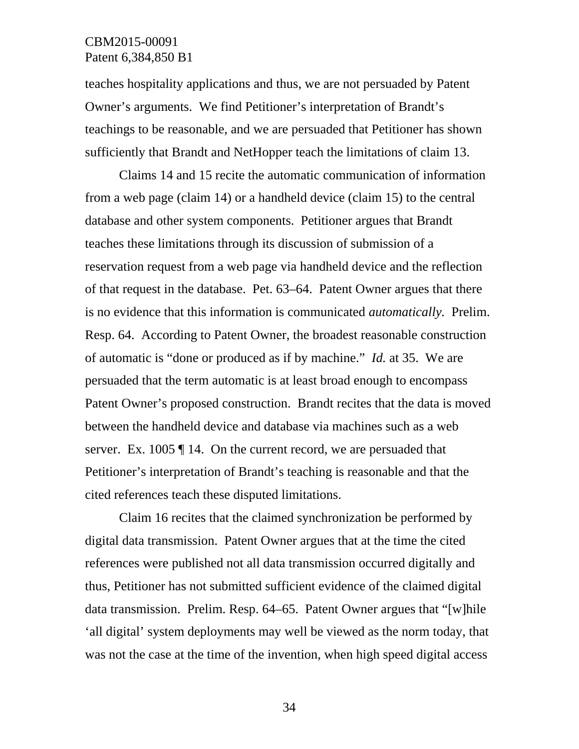teaches hospitality applications and thus, we are not persuaded by Patent Owner's arguments. We find Petitioner's interpretation of Brandt's teachings to be reasonable, and we are persuaded that Petitioner has shown sufficiently that Brandt and NetHopper teach the limitations of claim 13.

Claims 14 and 15 recite the automatic communication of information from a web page (claim 14) or a handheld device (claim 15) to the central database and other system components. Petitioner argues that Brandt teaches these limitations through its discussion of submission of a reservation request from a web page via handheld device and the reflection of that request in the database. Pet. 63–64. Patent Owner argues that there is no evidence that this information is communicated *automatically.* Prelim. Resp. 64. According to Patent Owner, the broadest reasonable construction of automatic is "done or produced as if by machine." *Id.* at 35. We are persuaded that the term automatic is at least broad enough to encompass Patent Owner's proposed construction. Brandt recites that the data is moved between the handheld device and database via machines such as a web server. Ex. 1005 ¶ 14. On the current record, we are persuaded that Petitioner's interpretation of Brandt's teaching is reasonable and that the cited references teach these disputed limitations.

Claim 16 recites that the claimed synchronization be performed by digital data transmission. Patent Owner argues that at the time the cited references were published not all data transmission occurred digitally and thus, Petitioner has not submitted sufficient evidence of the claimed digital data transmission. Prelim. Resp. 64–65. Patent Owner argues that "[w]hile 'all digital' system deployments may well be viewed as the norm today, that was not the case at the time of the invention, when high speed digital access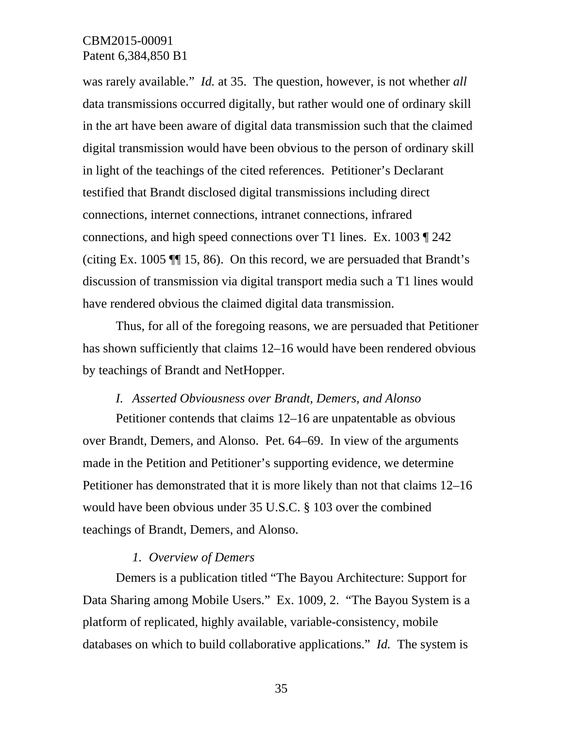was rarely available." *Id.* at 35. The question, however, is not whether *all* data transmissions occurred digitally, but rather would one of ordinary skill in the art have been aware of digital data transmission such that the claimed digital transmission would have been obvious to the person of ordinary skill in light of the teachings of the cited references. Petitioner's Declarant testified that Brandt disclosed digital transmissions including direct connections, internet connections, intranet connections, infrared connections, and high speed connections over T1 lines. Ex. 1003 ¶ 242 (citing Ex. 1005 ¶¶ 15, 86). On this record, we are persuaded that Brandt's discussion of transmission via digital transport media such a T1 lines would have rendered obvious the claimed digital data transmission.

Thus, for all of the foregoing reasons, we are persuaded that Petitioner has shown sufficiently that claims 12–16 would have been rendered obvious by teachings of Brandt and NetHopper.

### *I. Asserted Obviousness over Brandt, Demers, and Alonso*

Petitioner contends that claims 12–16 are unpatentable as obvious over Brandt, Demers, and Alonso. Pet. 64–69. In view of the arguments made in the Petition and Petitioner's supporting evidence, we determine Petitioner has demonstrated that it is more likely than not that claims 12–16 would have been obvious under 35 U.S.C. § 103 over the combined teachings of Brandt, Demers, and Alonso.

#### *1. Overview of Demers*

Demers is a publication titled "The Bayou Architecture: Support for Data Sharing among Mobile Users." Ex. 1009, 2. "The Bayou System is a platform of replicated, highly available, variable-consistency, mobile databases on which to build collaborative applications." *Id.* The system is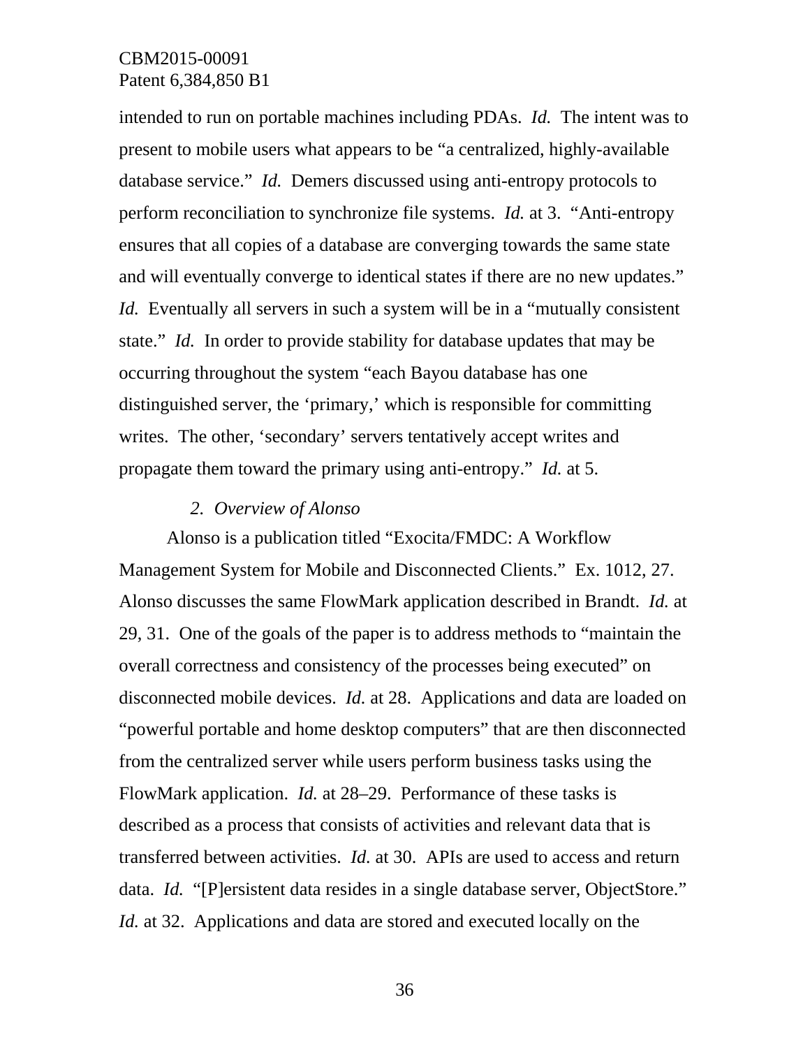intended to run on portable machines including PDAs. *Id.* The intent was to present to mobile users what appears to be "a centralized, highly-available database service." *Id.* Demers discussed using anti-entropy protocols to perform reconciliation to synchronize file systems. *Id.* at 3. "Anti-entropy ensures that all copies of a database are converging towards the same state and will eventually converge to identical states if there are no new updates." *Id.* Eventually all servers in such a system will be in a "mutually consistent state." *Id.* In order to provide stability for database updates that may be occurring throughout the system "each Bayou database has one distinguished server, the 'primary,' which is responsible for committing writes. The other, 'secondary' servers tentatively accept writes and propagate them toward the primary using anti-entropy." *Id.* at 5.

*2. Overview of Alonso*

Alonso is a publication titled "Exocita/FMDC: A Workflow Management System for Mobile and Disconnected Clients." Ex. 1012, 27. Alonso discusses the same FlowMark application described in Brandt. *Id.* at 29, 31. One of the goals of the paper is to address methods to "maintain the overall correctness and consistency of the processes being executed" on disconnected mobile devices. *Id.* at 28. Applications and data are loaded on "powerful portable and home desktop computers" that are then disconnected from the centralized server while users perform business tasks using the FlowMark application. *Id.* at 28–29. Performance of these tasks is described as a process that consists of activities and relevant data that is transferred between activities. *Id.* at 30. APIs are used to access and return data. *Id.* "[P]ersistent data resides in a single database server, ObjectStore." *Id.* at 32. Applications and data are stored and executed locally on the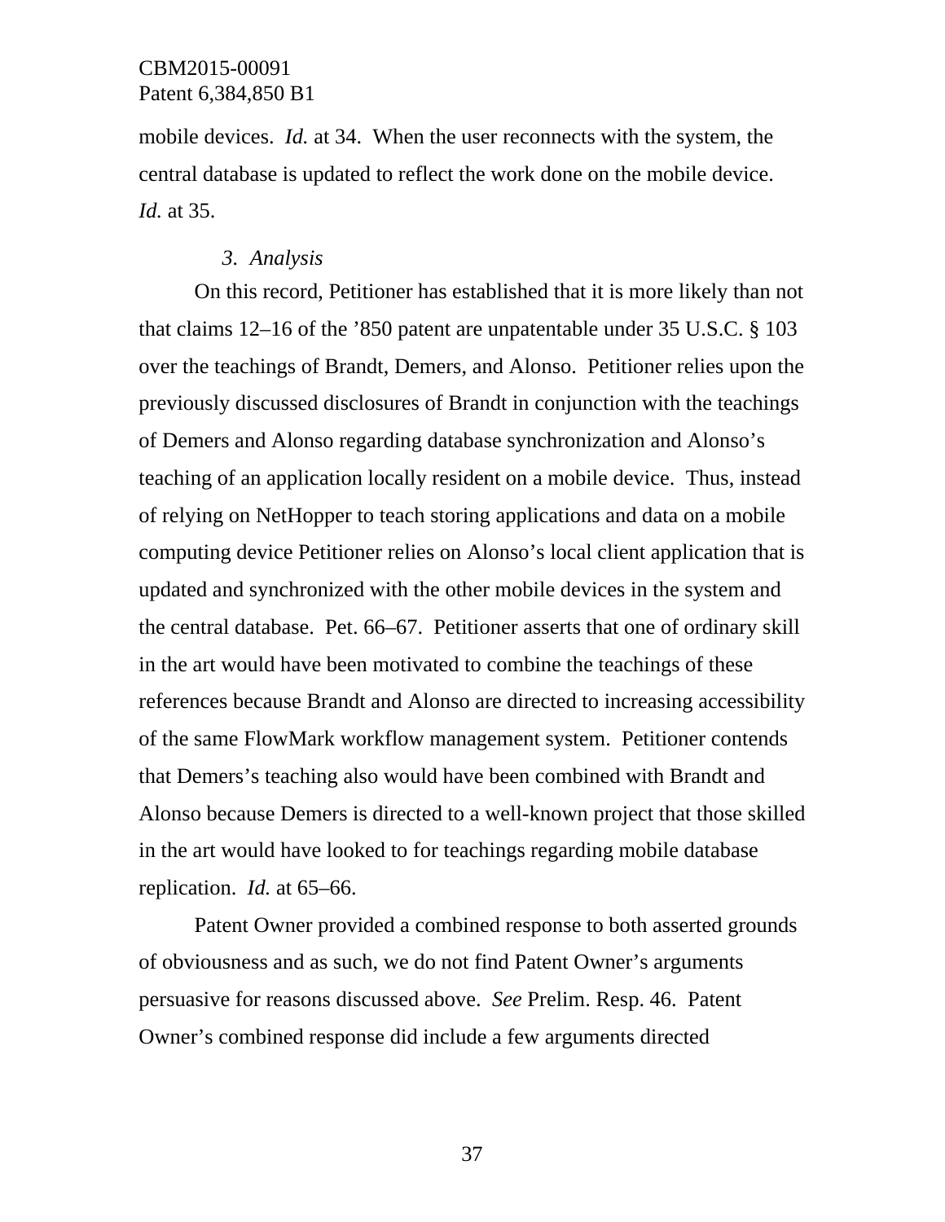mobile devices. *Id.* at 34. When the user reconnects with the system, the central database is updated to reflect the work done on the mobile device. *Id.* at 35.

*3. Analysis*

On this record, Petitioner has established that it is more likely than not that claims 12–16 of the ’850 patent are unpatentable under 35 U.S.C. § 103 over the teachings of Brandt, Demers, and Alonso. Petitioner relies upon the previously discussed disclosures of Brandt in conjunction with the teachings of Demers and Alonso regarding database synchronization and Alonso’s teaching of an application locally resident on a mobile device. Thus, instead of relying on NetHopper to teach storing applications and data on a mobile computing device Petitioner relies on Alonso’s local client application that is updated and synchronized with the other mobile devices in the system and the central database. Pet. 66–67. Petitioner asserts that one of ordinary skill in the art would have been motivated to combine the teachings of these references because Brandt and Alonso are directed to increasing accessibility of the same FlowMark workflow management system. Petitioner contends that Demers’s teaching also would have been combined with Brandt and Alonso because Demers is directed to a well-known project that those skilled in the art would have looked to for teachings regarding mobile database replication. *Id.* at 65–66.

Patent Owner provided a combined response to both asserted grounds of obviousness and as such, we do not find Patent Owner’s arguments persuasive for reasons discussed above. *See* Prelim. Resp. 46. Patent Owner’s combined response did include a few arguments directed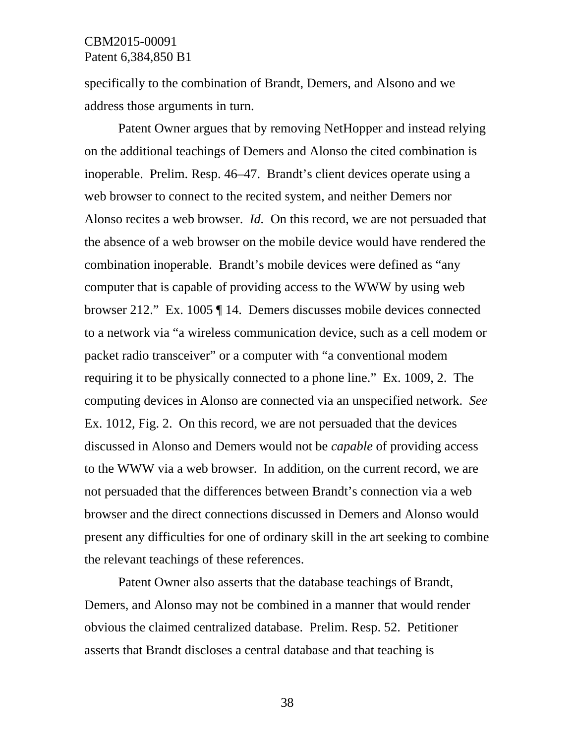specifically to the combination of Brandt, Demers, and Alsono and we address those arguments in turn.

Patent Owner argues that by removing NetHopper and instead relying on the additional teachings of Demers and Alonso the cited combination is inoperable. Prelim. Resp. 46–47. Brandt's client devices operate using a web browser to connect to the recited system, and neither Demers nor Alonso recites a web browser. *Id.* On this record, we are not persuaded that the absence of a web browser on the mobile device would have rendered the combination inoperable. Brandt's mobile devices were defined as "any computer that is capable of providing access to the WWW by using web browser 212." Ex. 1005 ¶ 14. Demers discusses mobile devices connected to a network via "a wireless communication device, such as a cell modem or packet radio transceiver" or a computer with "a conventional modem requiring it to be physically connected to a phone line." Ex. 1009, 2. The computing devices in Alonso are connected via an unspecified network. *See* Ex. 1012, Fig. 2. On this record, we are not persuaded that the devices discussed in Alonso and Demers would not be *capable* of providing access to the WWW via a web browser. In addition, on the current record, we are not persuaded that the differences between Brandt's connection via a web browser and the direct connections discussed in Demers and Alonso would present any difficulties for one of ordinary skill in the art seeking to combine the relevant teachings of these references.

Patent Owner also asserts that the database teachings of Brandt, Demers, and Alonso may not be combined in a manner that would render obvious the claimed centralized database. Prelim. Resp. 52. Petitioner asserts that Brandt discloses a central database and that teaching is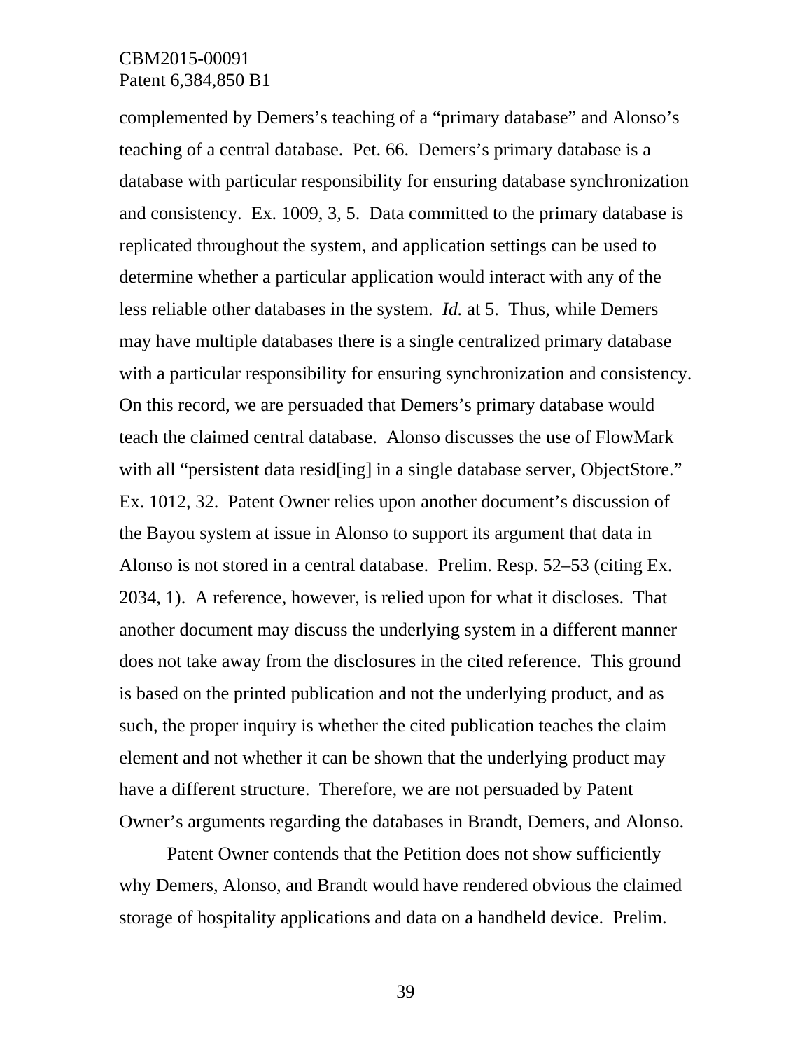complemented by Demers's teaching of a "primary database" and Alonso's teaching of a central database. Pet. 66. Demers's primary database is a database with particular responsibility for ensuring database synchronization and consistency. Ex. 1009, 3, 5. Data committed to the primary database is replicated throughout the system, and application settings can be used to determine whether a particular application would interact with any of the less reliable other databases in the system. *Id.* at 5. Thus, while Demers may have multiple databases there is a single centralized primary database with a particular responsibility for ensuring synchronization and consistency. On this record, we are persuaded that Demers's primary database would teach the claimed central database. Alonso discusses the use of FlowMark with all "persistent data resid[ing] in a single database server, ObjectStore." Ex. 1012, 32. Patent Owner relies upon another document's discussion of the Bayou system at issue in Alonso to support its argument that data in Alonso is not stored in a central database. Prelim. Resp. 52–53 (citing Ex. 2034, 1). A reference, however, is relied upon for what it discloses. That another document may discuss the underlying system in a different manner does not take away from the disclosures in the cited reference. This ground is based on the printed publication and not the underlying product, and as such, the proper inquiry is whether the cited publication teaches the claim element and not whether it can be shown that the underlying product may have a different structure. Therefore, we are not persuaded by Patent Owner's arguments regarding the databases in Brandt, Demers, and Alonso.

Patent Owner contends that the Petition does not show sufficiently why Demers, Alonso, and Brandt would have rendered obvious the claimed storage of hospitality applications and data on a handheld device. Prelim.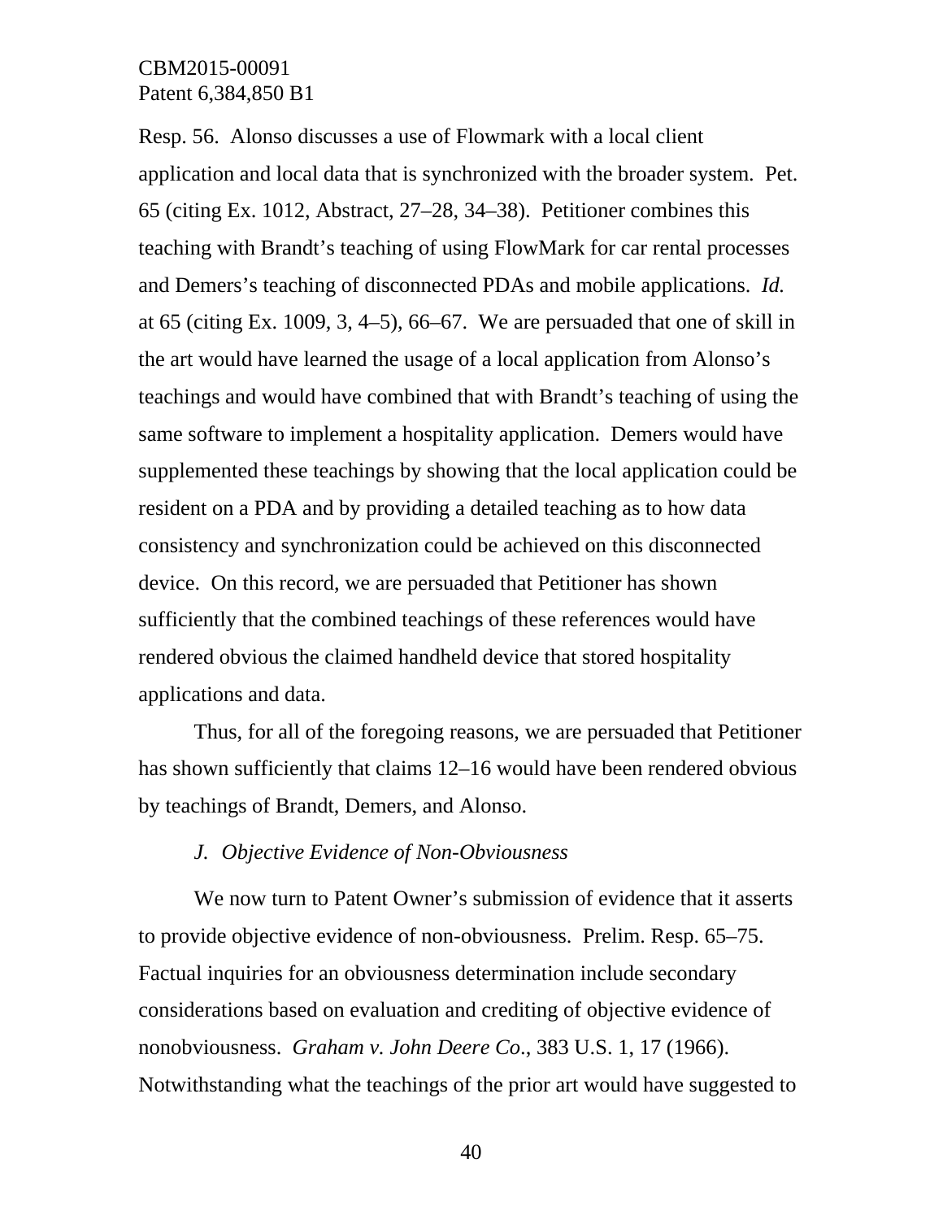Resp. 56. Alonso discusses a use of Flowmark with a local client application and local data that is synchronized with the broader system. Pet. 65 (citing Ex. 1012, Abstract, 27–28, 34–38). Petitioner combines this teaching with Brandt's teaching of using FlowMark for car rental processes and Demers's teaching of disconnected PDAs and mobile applications. *Id.* at 65 (citing Ex. 1009, 3, 4–5), 66–67. We are persuaded that one of skill in the art would have learned the usage of a local application from Alonso's teachings and would have combined that with Brandt's teaching of using the same software to implement a hospitality application. Demers would have supplemented these teachings by showing that the local application could be resident on a PDA and by providing a detailed teaching as to how data consistency and synchronization could be achieved on this disconnected device. On this record, we are persuaded that Petitioner has shown sufficiently that the combined teachings of these references would have rendered obvious the claimed handheld device that stored hospitality applications and data.

Thus, for all of the foregoing reasons, we are persuaded that Petitioner has shown sufficiently that claims 12–16 would have been rendered obvious by teachings of Brandt, Demers, and Alonso.

### *J. Objective Evidence of Non-Obviousness*

We now turn to Patent Owner's submission of evidence that it asserts to provide objective evidence of non-obviousness. Prelim. Resp. 65–75. Factual inquiries for an obviousness determination include secondary considerations based on evaluation and crediting of objective evidence of nonobviousness. *Graham v. John Deere Co*., 383 U.S. 1, 17 (1966). Notwithstanding what the teachings of the prior art would have suggested to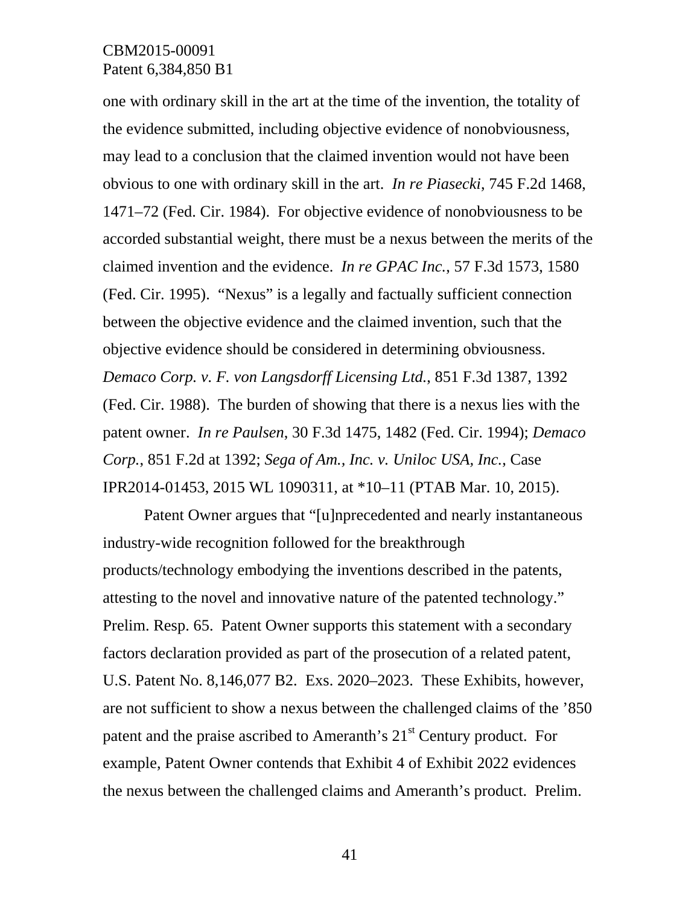one with ordinary skill in the art at the time of the invention, the totality of the evidence submitted, including objective evidence of nonobviousness, may lead to a conclusion that the claimed invention would not have been obvious to one with ordinary skill in the art. *In re Piasecki*, 745 F.2d 1468, 1471–72 (Fed. Cir. 1984). For objective evidence of nonobviousness to be accorded substantial weight, there must be a nexus between the merits of the claimed invention and the evidence. *In re GPAC Inc.*, 57 F.3d 1573, 1580 (Fed. Cir. 1995). "Nexus" is a legally and factually sufficient connection between the objective evidence and the claimed invention, such that the objective evidence should be considered in determining obviousness. *Demaco Corp. v. F. von Langsdorff Licensing Ltd.*, 851 F.3d 1387, 1392 (Fed. Cir. 1988). The burden of showing that there is a nexus lies with the patent owner. *In re Paulsen*, 30 F.3d 1475, 1482 (Fed. Cir. 1994); *Demaco Corp.*, 851 F.2d at 1392; *Sega of Am., Inc. v. Uniloc USA, Inc.*, Case IPR2014-01453, 2015 WL 1090311, at *10–11 (PTAB Mar. 10, 2015).

Patent Owner argues that "[u]nprecedented and nearly instantaneous industry-wide recognition followed for the breakthrough products/technology embodying the inventions described in the patents, attesting to the novel and innovative nature of the patented technology." Prelim. Resp. 65. Patent Owner supports this statement with a secondary factors declaration provided as part of the prosecution of a related patent, U.S. Patent No. 8,146,077 B2. Exs. 2020–2023. These Exhibits, however, are not sufficient to show a nexus between the challenged claims of the '850 patent and the praise ascribed to Ameranth's 21st Century product. For example, Patent Owner contends that Exhibit 4 of Exhibit 2022 evidences the nexus between the challenged claims and Ameranth's product. Prelim.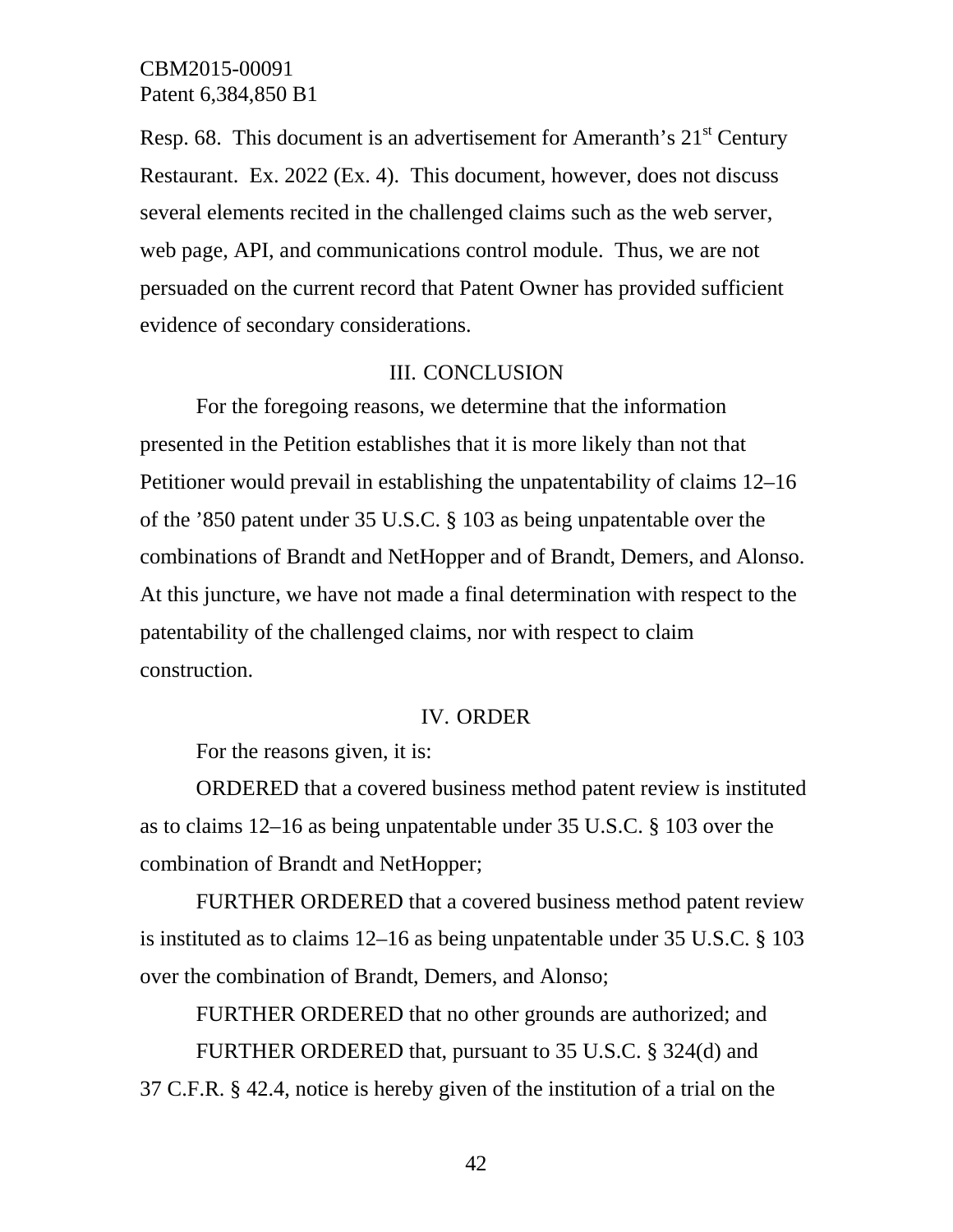Resp. 68. This document is an advertisement for Ameranth's 21st Century Restaurant. Ex. 2022 (Ex. 4). This document, however, does not discuss several elements recited in the challenged claims such as the web server, web page, API, and communications control module. Thus, we are not persuaded on the current record that Patent Owner has provided sufficient evidence of secondary considerations.

## III. CONCLUSION

For the foregoing reasons, we determine that the information presented in the Petition establishes that it is more likely than not that Petitioner would prevail in establishing the unpatentability of claims 12–16 of the '850 patent under 35 U.S.C. § 103 as being unpatentable over the combinations of Brandt and NetHopper and of Brandt, Demers, and Alonso. At this juncture, we have not made a final determination with respect to the patentability of the challenged claims, nor with respect to claim construction.

## IV. ORDER

For the reasons given, it is:

ORDERED that a covered business method patent review is instituted as to claims 12–16 as being unpatentable under 35 U.S.C. § 103 over the combination of Brandt and NetHopper;

FURTHER ORDERED that a covered business method patent review is instituted as to claims 12–16 as being unpatentable under 35 U.S.C. § 103 over the combination of Brandt, Demers, and Alonso;

FURTHER ORDERED that no other grounds are authorized; and

FURTHER ORDERED that, pursuant to 35 U.S.C. § 324(d) and 37 C.F.R. § 42.4, notice is hereby given of the institution of a trial on the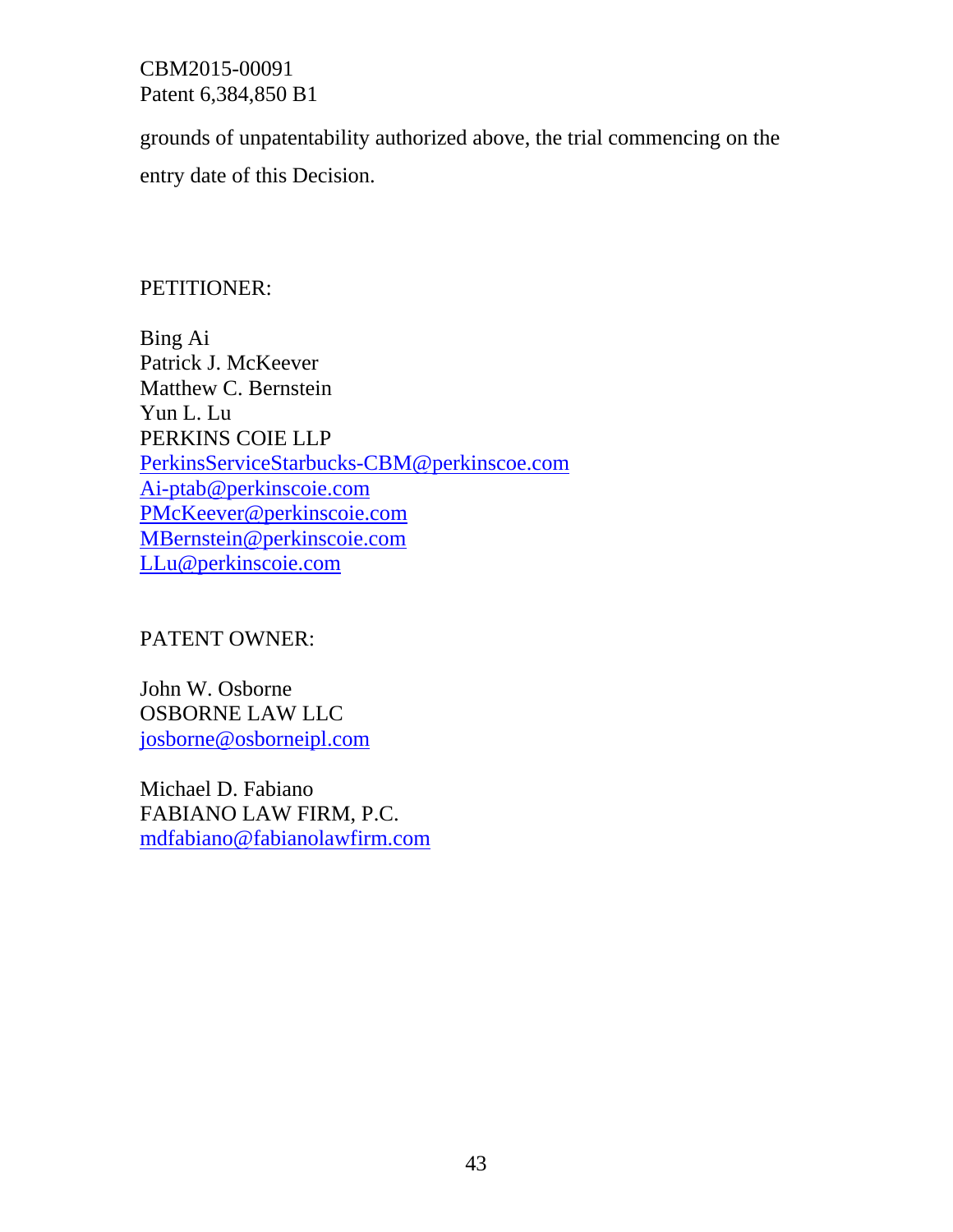grounds of unpatentability authorized above, the trial commencing on the entry date of this Decision.

PETITIONER:

Bing Ai
Patrick J. McKeever
Matthew C. Bernstein
Yun L. Lu
PERKINS COIE LLP
PerkinsServiceStarbucks-CBM@perkinscoe.com
Ai-ptab@perkinscoie.com
PMcKeever@perkinscoie.com
MBernstein@perkinscoie.com
LLu@perkinscoie.com

PATENT OWNER:

John W. Osborne
OSBORNE LAW LLC
josborne@osborneipl.com

Michael D. Fabiano
FABIANO LAW FIRM, P.C.
mdfabiano@fabianolawfirm.com